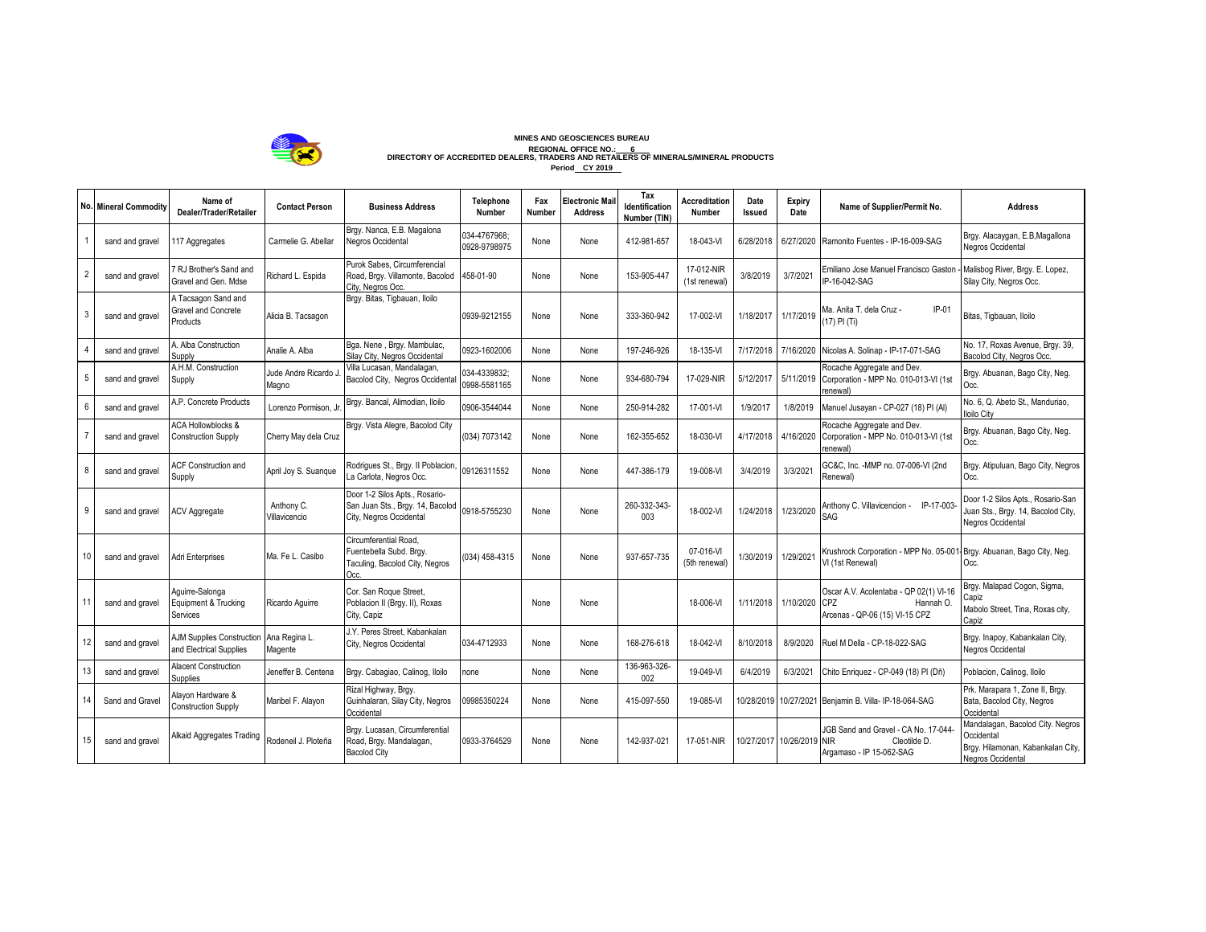# MINES AND GEOSCIENCES BUREAU

**REGIONAL OFFICE NO.: 6**

**DIRECTORY OF ACCREDITED DEALERS, TRADERS AND RETAILERS OF MINERALS/MINERAL PRODUCTS**

**Period CY 2019**

| No. | Mineral Commodity | Name of Dealer/Trader/Retailer | Contact Person | Business Address | Telephone Number | Fax Number | Electronic Mail Address | Tax Identification Number (TIN) | Accreditation Number | Date Issued | Expiry Date | Name of Supplier/Permit No. | Address |
|---|---|---|---|---|---|---|---|---|---|---|---|---|---|
| 1 | sand and gravel | 117 Aggregates | Carmelie G. Abellar | Brgy. Nanca, E.B. Magalona Negros Occidental | 034-4767968; 0928-9798975 | None | None | 412-981-657 | 18-043-VI | 6/28/2018 | 6/27/2020 | Ramonito Fuentes - IP-16-009-SAG | Brgy. Alacaygan, E.B,Magallona Negros Occidental |
| 2 | sand and gravel | 7 RJ Brother's Sand and Gravel and Gen. Mdse | Richard L. Espida | Purok Sabes, Circumferencial Road, Brgy. Villamonte, Bacolod City, Negros Occ. | 458-01-90 | None | None | 153-905-447 | 17-012-NIR (1st renewal) | 3/8/2019 | 3/7/2021 | Emiliano Jose Manuel Francisco Gaston - IP-16-042-SAG | Malisbog River, Brgy. E. Lopez, Silay City, Negros Occ. |
| 3 | sand and gravel | A Tacsagon Sand and Gravel and Concrete Products | Alicia B. Tacsagon | Brgy. Bitas, Tigbauan, Iloilo | 0939-9212155 | None | None | 333-360-942 | 17-002-VI | 1/18/2017 | 1/17/2019 | Ma. Anita T. dela Cruz - IP-01 (17) PI (Ti) | Bitas, Tigbauan, Iloilo |
| 4 | sand and gravel | A. Alba Construction Supply | Analie A. Alba | Bga. Nene , Brgy. Mambulac, Silay City, Negros Occidental | 0923-1602006 | None | None | 197-246-926 | 18-135-VI | 7/17/2018 | 7/16/2020 | Nicolas A. Solinap - IP-17-071-SAG | No. 17, Roxas Avenue, Brgy. 39, Bacolod City, Negros Occ. |
| 5 | sand and gravel | A.H.M. Construction Supply | Jude Andre Ricardo J. Magno | Villa Lucasan, Mandalagan, Bacolod City, Negros Occidental | 034-4339832; 0998-5581165 | None | None | 934-680-794 | 17-029-NIR | 5/12/2017 | 5/11/2019 | Rocache Aggregate and Dev. Corporation - MPP No. 010-013-VI (1st renewal) | Brgy. Abuanan, Bago City, Neg. Occ. |
| 6 | sand and gravel | A.P. Concrete Products | Lorenzo Pormison, Jr. | Brgy. Bancal, Alimodian, Iloilo | 0906-3544044 | None | None | 250-914-282 | 17-001-VI | 1/9/2017 | 1/8/2019 | Manuel Jusayan - CP-027 (18) PI (Al) | No. 6, Q. Abeto St., Manduriao, Iloilo City |
| 7 | sand and gravel | ACA Hollowblocks & Construction Supply | Cherry May dela Cruz | Brgy. Vista Alegre, Bacolod City | (034) 7073142 | None | None | 162-355-652 | 18-030-VI | 4/17/2018 | 4/16/2020 | Rocache Aggregate and Dev. Corporation - MPP No. 010-013-VI (1st renewal) | Brgy. Abuanan, Bago City, Neg. Occ. |
| 8 | sand and gravel | ACF Construction and Supply | April Joy S. Suanque | Rodrigues St., Brgy. II Poblacion, La Carlota, Negros Occ. | 09126311552 | None | None | 447-386-179 | 19-008-VI | 3/4/2019 | 3/3/2021 | GC&C, Inc. -MMP no. 07-006-VI (2nd Renewal) | Brgy. Atipuluan, Bago City, Negros Occ. |
| 9 | sand and gravel | ACV Aggregate | Anthony C. Villavicencio | Door 1-2 Silos Apts., Rosario-San Juan Sts., Brgy. 14, Bacolod City, Negros Occidental | 0918-5755230 | None | None | 260-332-343-003 | 18-002-VI | 1/24/2018 | 1/23/2020 | Anthony C. Villavicencion - IP-17-003-SAG | Door 1-2 Silos Apts., Rosario-San Juan Sts., Brgy. 14, Bacolod City, Negros Occidental |
| 10 | sand and gravel | Adri Enterprises | Ma. Fe L. Casibo | Circumferential Road, Fuentebella Subd. Brgy. Taculing, Bacolod City, Negros Occ. | (034) 458-4315 | None | None | 937-657-735 | 07-016-VI (5th renewal) | 1/30/2019 | 1/29/2021 | Krushrock Corporation - MPP No. 05-001-VI (1st Renewal) | Brgy. Abuanan, Bago City, Neg. Occ. |
| 11 | sand and gravel | Aguirre-Salonga Equipment & Trucking Services | Ricardo Aguirre | Cor. San Roque Street, Poblacion II (Brgy. II), Roxas City, Capiz | | None | None | | 18-006-VI | 1/11/2018 | 1/10/2020 | Oscar A.V. Acolentaba - QP 02(1) VI-16 CPZ Hannah O. Arcenas - QP-06 (15) VI-15 CPZ | Brgy. Malapad Cogon, Sigma, Capiz Mabolo Street, Tina, Roxas city, Capiz |
| 12 | sand and gravel | AJM Supplies Construction and Electrical Supplies | Ana Regina L. Magente | J.Y. Peres Street, Kabankalan City, Negros Occidental | 034-4712933 | None | None | 168-276-618 | 18-042-VI | 8/10/2018 | 8/9/2020 | Ruel M Della - CP-18-022-SAG | Brgy. Inapoy, Kabankalan City, Negros Occidental |
| 13 | sand and gravel | Alacent Construction Supplies | Jeneffer B. Centena | Brgy. Cabagiao, Calinog, Iloilo | none | None | None | 136-963-326-002 | 19-049-VI | 6/4/2019 | 6/3/2021 | Chito Enriquez - CP-049 (18) PI (Dñ) | Poblacion, Calinog, Iloilo |
| 14 | Sand and Gravel | Alayon Hardware & Construction Supply | Maribel F. Alayon | Rizal Highway, Brgy. Guinhalaran, Silay City, Negros Occidental | 09985350224 | None | None | 415-097-550 | 19-085-VI | 10/28/2019 | 10/27/2021 | Benjamin B. Villa- IP-18-064-SAG | Prk. Marapara 1, Zone II, Brgy. Bata, Bacolod City, Negros Occidental |
| 15 | sand and gravel | Alkaid Aggregates Trading | Rodeneil J. Ploteña | Brgy. Lucasan, Circumferential Road, Brgy. Mandalagan, Bacolod City | 0933-3764529 | None | None | 142-937-021 | 17-051-NIR | 10/27/2017 | 10/26/2019 | JGB Sand and Gravel - CA No. 17-044-NIR Cleotilde D. Argamaso - IP 15-062-SAG | Mandalagan, Bacolod City. Negros Occidental Brgy. Hilamonan, Kabankalan City, Negros Occidental |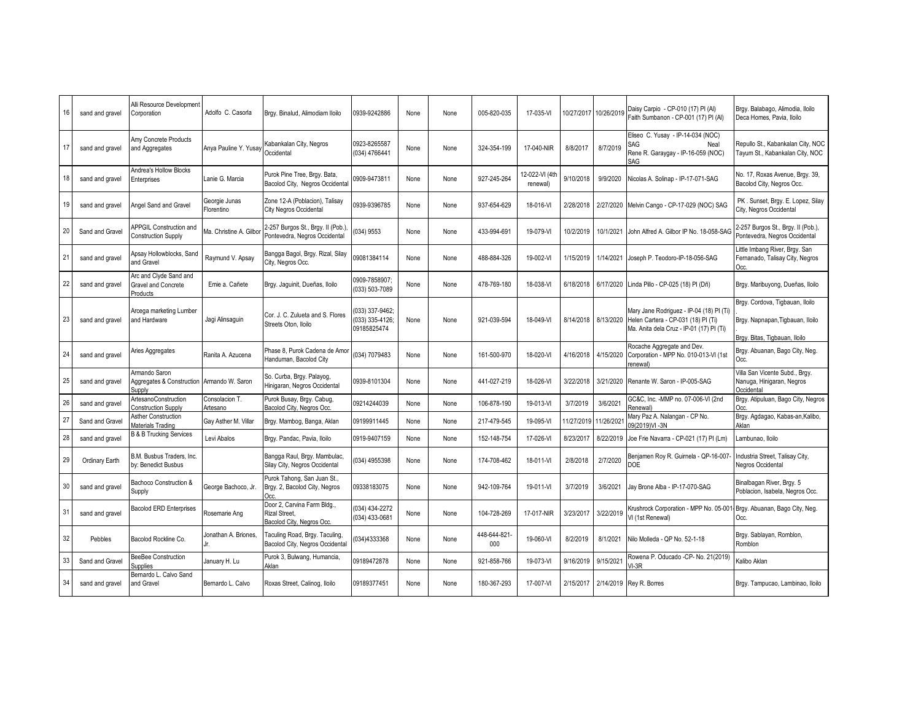| 16 | sand and gravel | Alli Resource Development Corporation | Adolfo C. Casorla | Brgy. Binalud, Alimodiam Iloilo | 0939-9242886 | None | None | 005-820-035 | 17-035-VI | 10/27/2017 | 10/26/2019 | Daisy Carpio - CP-010 (17) PI (Al) Faith Sumbanon - CP-001 (17) PI (Al) | Brgy. Balabago, Alimodia, Iloilo Deca Homes, Pavia, Iloilo |
|---|---|---|---|---|---|---|---|---|---|---|---|---|---|
| 17 | sand and gravel | Amy Concrete Products and Aggregates | Anya Pauline Y. Yusay | Kabankalan City, Negros Occidental | 0923-8265587 (034) 4766441 | None | None | 324-354-199 | 17-040-NIR | 8/8/2017 | 8/7/2019 | Eliseo C. Yusay - IP-14-034 (NOC) SAG Neal Rene R. Garaygay - IP-16-059 (NOC) SAG | Repullo St., Kabankalan City, NOC Tayum St., Kabankalan City, NOC |
| 18 | sand and gravel | Andrea's Hollow Blocks Enterprises | Lanie G. Marcia | Purok Pine Tree, Brgy. Bata, Bacolod City, Negros Occidental | 0909-9473811 | None | None | 927-245-264 | 12-022-VI (4th renewal) | 9/10/2018 | 9/9/2020 | Nicolas A. Solinap - IP-17-071-SAG | No. 17, Roxas Avenue, Brgy. 39, Bacolod City, Negros Occ. |
| 19 | sand and gravel | Angel Sand and Gravel | Georgie Junas Florentino | Zone 12-A (Poblacion), Talisay City Negros Occidental | 0939-9396785 | None | None | 937-654-629 | 18-016-VI | 2/28/2018 | 2/27/2020 | Melvin Cango - CP-17-029 (NOC) SAG | PK . Sunset, Brgy. E. Lopez, Silay City, Negros Occidental |
| 20 | Sand and Gravel | APPGIL Construction and Construction Supply | Ma. Christine A. Gilbor | 2-257 Burgos St., Brgy. II (Pob.), Pontevedra, Negros Occidental | (034) 9553 | None | None | 433-994-691 | 19-079-VI | 10/2/2019 | 10/1/2021 | John Alfred A. Gilbor IP No. 18-058-SAG | 2-257 Burgos St., Brgy. II (Pob.), Pontevedra, Negros Occidental |
| 21 | sand and gravel | Apsay Hollowblocks, Sand and Gravel | Raymund V. Apsay | Bangga Bagol, Brgy. Rizal, Silay City, Negros Occ. | 09081384114 | None | None | 488-884-326 | 19-002-VI | 1/15/2019 | 1/14/2021 | Joseph P. Teodoro-IP-18-056-SAG | Little Imbang River, Brgy. San Fernanado, Talisay City, Negros Occ. |
| 22 | sand and gravel | Arc and Clyde Sand and Gravel and Concrete Products | Emie a. Cañete | Brgy. Jaguinit, Dueñas, Iloilo | 0909-7858907; (033) 503-7089 | None | None | 478-769-180 | 18-038-VI | 6/18/2018 | 6/17/2020 | Linda Pillo - CP-025 (18) PI (Dñ) | Brgy. Maribuyong, Dueñas, Iloilo |
| 23 | sand and gravel | Arcega marketing Lumber and Hardware | Jagi Alinsaguin | Cor. J. C. Zulueta and S. Flores Streets Oton, Iloilo | (033) 337-9462; (033) 335-4126; 09185825474 | None | None | 921-039-594 | 18-049-VI | 8/14/2018 | 8/13/2020 | Mary Jane Rodriguez - IP-04 (18) PI (Ti) Helen Cartera - CP-031 (18) PI (Ti) Ma. Anita dela Cruz - IP-01 (17) PI (Ti) | Brgy. Cordova, Tigbauan, Iloilo . Brgy. Napnapan,Tigbauan, Iloilo . Brgy. Bitas, Tigbauan, Iloilo |
| 24 | sand and gravel | Aries Aggregates | Ranita A. Azucena | Phase 8, Purok Cadena de Amor Handuman, Bacolod City | (034) 7079483 | None | None | 161-500-970 | 18-020-VI | 4/16/2018 | 4/15/2020 | Rocache Aggregate and Dev. Corporation - MPP No. 010-013-VI (1st renewal) | Brgy. Abuanan, Bago City, Neg. Occ. |
| 25 | sand and gravel | Armando Saron Aggregates & Construction Supply | Armando W. Saron | So. Curba, Brgy. Palayog, Hinigaran, Negros Occidental | 0939-8101304 | None | None | 441-027-219 | 18-026-VI | 3/22/2018 | 3/21/2020 | Renante W. Saron - IP-005-SAG | Villa San Vicente Subd., Brgy. Nanuga, Hinigaran, Negros Occidental |
| 26 | sand and gravel | ArtesanoConstruction Construction Supply | Consolacion T. Artesano | Purok Busay, Brgy. Cabug, Bacolod City, Negros Occ. | 09214244039 | None | None | 106-878-190 | 19-013-VI | 3/7/2019 | 3/6/2021 | GC&C, Inc. -MMP no. 07-006-VI (2nd Renewal) | Brgy. Atipuluan, Bago City, Negros Occ. |
| 27 | Sand and Gravel | Asther Construction Materials Trading | Gay Asther M. Villar | Brgy. Mambog, Banga, Aklan | 09199911445 | None | None | 217-479-545 | 19-095-VI | 11/27/2019 | 11/26/2021 | Mary Paz A. Nalangan - CP No. 09(2019)VI -3N | Brgy. Agdagao, Kabas-an,Kalibo, Aklan |
| 28 | sand and gravel | B & B Trucking Services | Levi Abalos | Brgy. Pandac, Pavia, Iloilo | 0919-9407159 | None | None | 152-148-754 | 17-026-VI | 8/23/2017 | 8/22/2019 | Joe Frie Navarra - CP-021 (17) PI (Lm) | Lambunao, Iloilo |
| 29 | Ordinary Earth | B.M. Busbus Traders, Inc. by: Benedict Busbus | | Bangga Raul, Brgy. Mambulac, Silay City, Negros Occidental | (034) 4955398 | None | None | 174-708-462 | 18-011-VI | 2/8/2018 | 2/7/2020 | Benjamen Roy R. Guirnela - QP-16-007-DOE | Industria Street, Talisay City, Negros Occidental |
| 30 | sand and gravel | Bachoco Construction & Supply | George Bachoco, Jr. | Purok Tahong, San Juan St., Brgy. 2, Bacolod City, Negros Occ. | 09338183075 | None | None | 942-109-764 | 19-011-VI | 3/7/2019 | 3/6/2021 | Jay Brone Alba - IP-17-070-SAG | Binalbagan River, Brgy. 5 Poblacion, Isabela, Negros Occ. |
| 31 | sand and gravel | Bacolod ERD Enterprises | Rosemarie Ang | Door 2, Carvina Farm Bldg., Rizal Street, Bacolod City, Negros Occ. | (034) 434-2272 (034) 433-0681 | None | None | 104-728-269 | 17-017-NIR | 3/23/2017 | 3/22/2019 | Krushrock Corporation - MPP No. 05-001-VI (1st Renewal) | Brgy. Abuanan, Bago City, Neg. Occ. |
| 32 | Pebbles | Bacolod Rockline Co. | Jonathan A. Briones, Jr. | Taculing Road, Brgy. Taculing, Bacolod City, Negros Occidental | (034)4333368 | None | None | 448-644-821-000 | 19-060-VI | 8/2/2019 | 8/1/2021 | Nilo Molleda - QP No. 52-1-18 | Brgy. Sablayan, Romblon, Romblon |
| 33 | Sand and Gravel | BeeBee Construction Supplies | January H. Lu | Purok 3, Bulwang, Humancia, Aklan | 09189472878 | None | None | 921-858-766 | 19-073-VI | 9/16/2019 | 9/15/2021 | Rowena P. Oducado -CP- No. 21(2019) VI-3R | Kalibo Aklan |
| 34 | sand and gravel | Bernardo L. Calvo Sand and Gravel | Bernardo L. Calvo | Roxas Street, Calinog, Iloilo | 09189377451 | None | None | 180-367-293 | 17-007-VI | 2/15/2017 | 2/14/2019 | Rey R. Borres | Brgy. Tampucao, Lambinao, Iloilo |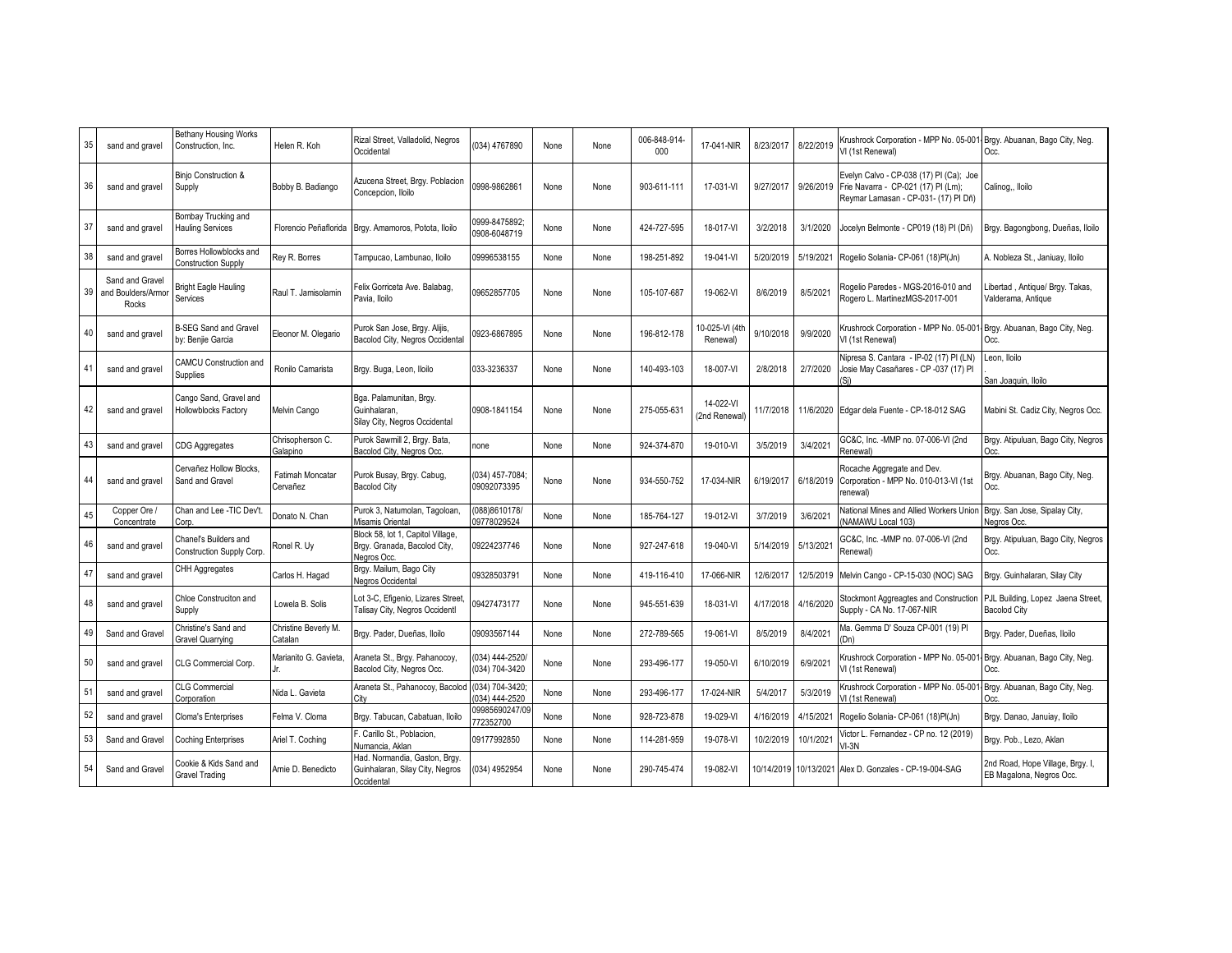| 35 | sand and gravel | Bethany Housing Works Construction, Inc. | Helen R. Koh | Rizal Street, Valladolid, Negros Occidental | (034) 4767890 | None | None | 006-848-914-000 | 17-041-NIR | 8/23/2017 | 8/22/2019 | Krushrock Corporation - MPP No. 05-001-VI (1st Renewal) | Brgy. Abuanan, Bago City, Neg. Occ. |
|---|---|---|---|---|---|---|---|---|---|---|---|---|---|
| 36 | sand and gravel | Binjo Construction & Supply | Bobby B. Badiango | Azucena Street, Brgy. Poblacion Concepcion, Iloilo | 0998-9862861 | None | None | 903-611-111 | 17-031-VI | 9/27/2017 | 9/26/2019 | Evelyn Calvo - CP-038 (17) PI (Ca); Joe Frie Navarra - CP-021 (17) PI (Lm); Reymar Lamasan - CP-031- (17) PI Dñ) | Calinog,, Iloilo |
| 37 | sand and gravel | Bombay Trucking and Hauling Services | Florencio Peñaflorida | Brgy. Amamoros, Pototа, Iloilo | 0999-8475892; 0908-6048719 | None | None | 424-727-595 | 18-017-VI | 3/2/2018 | 3/1/2020 | Jocelyn Belmonte - CP019 (18) PI (Dñ) | Brgy. Bagongbong, Dueñas, Iloilo |
| 38 | sand and gravel | Borres Hollowblocks and Construction Supply | Rey R. Borres | Tampucao, Lambunao, Iloilo | 09996538155 | None | None | 198-251-892 | 19-041-VI | 5/20/2019 | 5/19/2021 | Rogelio Solania- CP-061 (18)PI(Jn) | A. Nobleza St., Janiuay, Iloilo |
| 39 | Sand and Gravel and Boulders/Armor Rocks | Bright Eagle Hauling Services | Raul T. Jamisolamin | Felix Gorriceta Ave. Balabag, Pavia, Iloilo | 09652857705 | None | None | 105-107-687 | 19-062-VI | 8/6/2019 | 8/5/2021 | Rogelio Paredes - MGS-2016-010 and Rogero L. MartinezMGS-2017-001 | Libertad , Antique/ Brgy. Takas, Valderama, Antique |
| 40 | sand and gravel | B-SEG Sand and Gravel by: Benjie Garcia | Eleonor M. Olegario | Purok San Jose, Brgy. Alijis, Bacolod City, Negros Occidental | 0923-6867895 | None | None | 196-812-178 | 10-025-VI (4th Renewal) | 9/10/2018 | 9/9/2020 | Krushrock Corporation - MPP No. 05-001-VI (1st Renewal) | Brgy. Abuanan, Bago City, Neg. Occ. |
| 41 | sand and gravel | CAMCU Construction and Supplies | Ronilo Camarista | Brgy. Buga, Leon, Iloilo | 033-3236337 | None | None | 140-493-103 | 18-007-VI | 2/8/2018 | 2/7/2020 | Nipresa S. Cantara - IP-02 (17) PI (LN) Josie May Casañares - CP -037 (17) PI (Sj) | Leon, Iloilo . San Joaquin, Iloilo |
| 42 | sand and gravel | Cango Sand, Gravel and Hollowblocks Factory | Melvin Cango | Bga. Palamunitan, Brgy. Guinhalaran, Silay City, Negros Occidental | 0908-1841154 | None | None | 275-055-631 | 14-022-VI (2nd Renewal) | 11/7/2018 | 11/6/2020 | Edgar dela Fuente - CP-18-012 SAG | Mabini St. Cadiz City, Negros Occ. |
| 43 | sand and gravel | CDG Aggregates | Chrisopherson C. Galapino | Purok Sawmill 2, Brgy. Bata, Bacolod City, Negros Occ. | none | None | None | 924-374-870 | 19-010-VI | 3/5/2019 | 3/4/2021 | GC&C, Inc. -MMP no. 07-006-VI (2nd Renewal) | Brgy. Atipuluan, Bago City, Negros Occ. |
| 44 | sand and gravel | Cervañez Hollow Blocks, Sand and Gravel | Fatimah Moncatar Cervañez | Purok Busay, Brgy. Cabug, Bacolod City | (034) 457-7084; 09092073395 | None | None | 934-550-752 | 17-034-NIR | 6/19/2017 | 6/18/2019 | Rocache Aggregate and Dev. Corporation - MPP No. 010-013-VI (1st renewal) | Brgy. Abuanan, Bago City, Neg. Occ. |
| 45 | Copper Ore / Concentrate | Chan and Lee -TIC Dev't. Corp. | Donato N. Chan | Purok 3, Natumolan, Tagoloan, Misamis Oriental | (088)8610178/ 09778029524 | None | None | 185-764-127 | 19-012-VI | 3/7/2019 | 3/6/2021 | National Mines and Allied Workers Union (NAMAWU Local 103) | Brgy. San Jose, Sipalay City, Negros Occ. |
| 46 | sand and gravel | Chanel's Builders and Construction Supply Corp. | Ronel R. Uy | Block 58, lot 1, Capitol Village, Brgy. Granada, Bacolod City, Negros Occ. | 09224237746 | None | None | 927-247-618 | 19-040-VI | 5/14/2019 | 5/13/2021 | GC&C, Inc. -MMP no. 07-006-VI (2nd Renewal) | Brgy. Atipuluan, Bago City, Negros Occ. |
| 47 | sand and gravel | CHH Aggregates | Carlos H. Hagad | Brgy. Mailum, Bago City Negros Occidental | 09328503791 | None | None | 419-116-410 | 17-066-NIR | 12/6/2017 | 12/5/2019 | Melvin Cango - CP-15-030 (NOC) SAG | Brgy. Guinhalaran, Silay City |
| 48 | sand and gravel | Chloe Construciton and Supply | Lowela B. Solis | Lot 3-C, Efigenio, Lizares Street, Talisay City, Negros Occidentl | 09427473177 | None | None | 945-551-639 | 18-031-VI | 4/17/2018 | 4/16/2020 | Stockmont Aggreagtes and Construction Supply - CA No. 17-067-NIR | PJL Building, Lopez Jaena Street, Bacolod City |
| 49 | Sand and Gravel | Christine's Sand and Gravel Quarrying | Christine Beverly M. Catalan | Brgy. Pader, Dueñas, Iloilo | 09093567144 | None | None | 272-789-565 | 19-061-VI | 8/5/2019 | 8/4/2021 | Ma. Gemma D' Souza CP-001 (19) PI (Dn) | Brgy. Pader, Dueñas, Iloilo |
| 50 | sand and gravel | CLG Commercial Corp. | Marianito G. Gavieta, Jr. | Araneta St., Brgy. Pahanocoy, Bacolod City, Negros Occ. | (034) 444-2520/ (034) 704-3420 | None | None | 293-496-177 | 19-050-VI | 6/10/2019 | 6/9/2021 | Krushrock Corporation - MPP No. 05-001-VI (1st Renewal) | Brgy. Abuanan, Bago City, Neg. Occ. |
| 51 | sand and gravel | CLG Commercial Corporation | Nida L. Gavieta | Araneta St., Pahanocoy, Bacolod City | (034) 704-3420; (034) 444-2520 | None | None | 293-496-177 | 17-024-NIR | 5/4/2017 | 5/3/2019 | Krushrock Corporation - MPP No. 05-001-VI (1st Renewal) | Brgy. Abuanan, Bago City, Neg. Occ. |
| 52 | sand and gravel | Cloma's Enterprises | Felma V. Cloma | Brgy. Tabucan, Cabatuan, Iloilo | 09985690247/09772352700 | None | None | 928-723-878 | 19-029-VI | 4/16/2019 | 4/15/2021 | Rogelio Solania- CP-061 (18)PI(Jn) | Brgy. Danao, Januiay, Iloilo |
| 53 | Sand and Gravel | Coching Enterprises | Ariel T. Coching | F. Carillo St., Poblacion, Numancia, Aklan | 09177992850 | None | None | 114-281-959 | 19-078-VI | 10/2/2019 | 10/1/2021 | Victor L. Fernandez - CP no. 12 (2019) VI-3N | Brgy. Pob., Lezo, Aklan |
| 54 | Sand and Gravel | Cookie & Kids Sand and Gravel Trading | Arnie D. Benedicto | Had. Normandia, Gaston, Brgy. Guinhalaran, Silay City, Negros Occidental | (034) 4952954 | None | None | 290-745-474 | 19-082-VI | 10/14/2019 | 10/13/2021 | Alex D. Gonzales - CP-19-004-SAG | 2nd Road, Hope Village, Brgy. I, EB Magalona, Negros Occ. |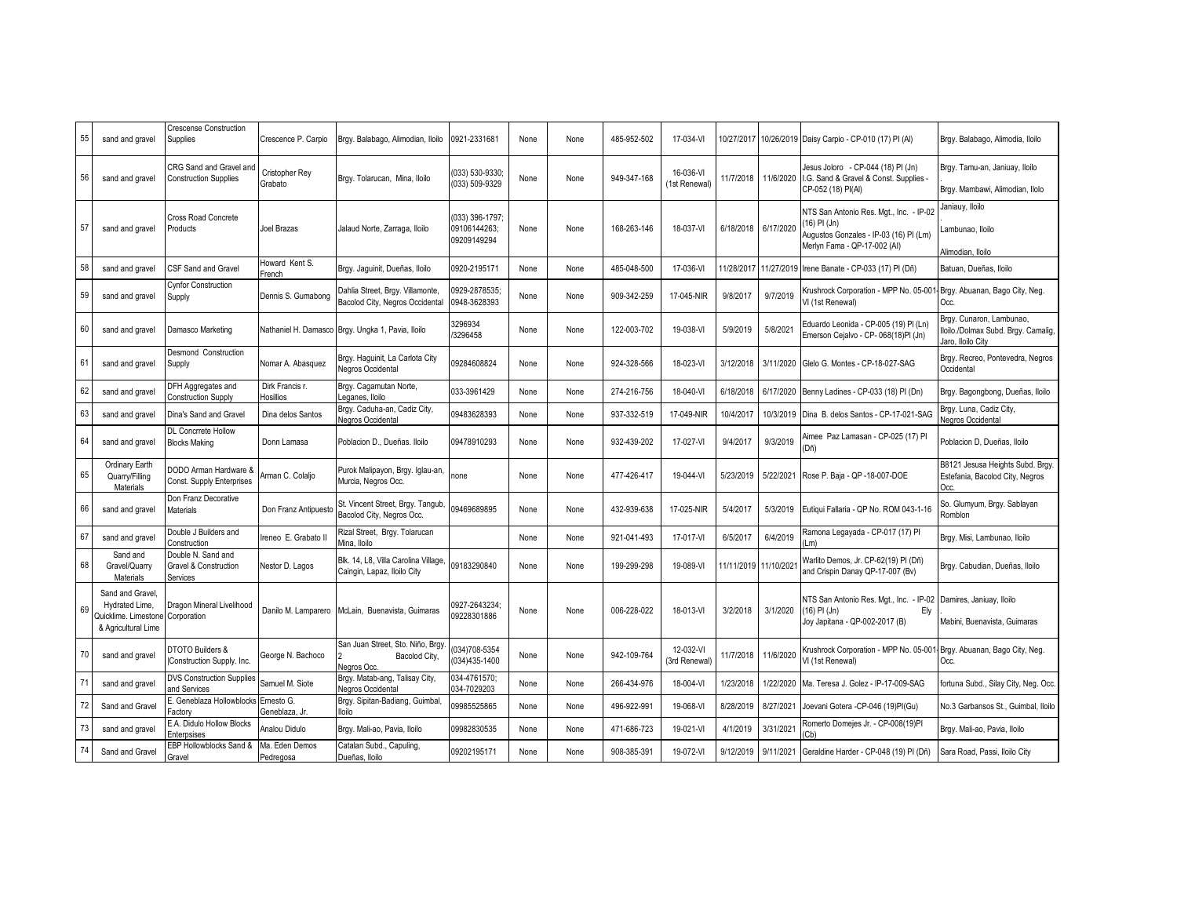| | | | | | | | | | | | | | |
|---|---|---|---|---|---|---|---|---|---|---|---|---|---|
| 55 | sand and gravel | Crescense Construction Supplies | Crescence P. Carpio | Brgy. Balabago, Alimodian, Iloilo | 0921-2331681 | None | None | 485-952-502 | 17-034-VI | 10/27/2017 | 10/26/2019 | Daisy Carpio - CP-010 (17) PI (Al) | Brgy. Balabago, Alimodia, Iloilo |
| 56 | sand and gravel | CRG Sand and Gravel and Construction Supplies | Cristopher Rey Grabato | Brgy. Tolarucan, Mina, Iloilo | (033) 530-9330; (033) 509-9329 | None | None | 949-347-168 | 16-036-VI (1st Renewal) | 11/7/2018 | 11/6/2020 | Jesus Joloro - CP-044 (18) PI (Jn) I.G. Sand & Gravel & Const. Supplies - CP-052 (18) PI(Al) | Brgy. Tamu-an, Janiuay, Iloilo Brgy. Mambawi, Alimodian, Ilolo |
| 57 | sand and gravel | Cross Road Concrete Products | Joel Brazas | Jalaud Norte, Zarraga, Iloilo | (033) 396-1797; 09106144263; 09209149294 | None | None | 168-263-146 | 18-037-VI | 6/18/2018 | 6/17/2020 | NTS San Antonio Res. Mgt., Inc. - IP-02 (16) PI (Jn) Augustos Gonzales - IP-03 (16) PI (Lm) Merlyn Fama - QP-17-002 (Al) | Janiauy, Iloilo Lambunao, Iloilo Alimodian, Iloilo |
| 58 | sand and gravel | CSF Sand and Gravel | Howard Kent S. French | Brgy. Jaguinit, Dueñas, Iloilo | 0920-2195171 | None | None | 485-048-500 | 17-036-VI | 11/28/2017 | 11/27/2019 | Irene Banate - CP-033 (17) PI (Dñ) | Batuan, Dueñas, Iloilo |
| 59 | sand and gravel | Cynfor Construction Supply | Dennis S. Gumabong | Dahlia Street, Brgy. Villamonte, Bacolod City, Negros Occidental | 0929-2878535; 0948-3628393 | None | None | 909-342-259 | 17-045-NIR | 9/8/2017 | 9/7/2019 | Krushrock Corporation - MPP No. 05-001-VI (1st Renewal) | Brgy. Abuanan, Bago City, Neg. Occ. |
| 60 | sand and gravel | Damasco Marketing | Nathaniel H. Damasco | Brgy. Ungka 1, Pavia, Iloilo | 3296934 /3296458 | None | None | 122-003-702 | 19-038-VI | 5/9/2019 | 5/8/2021 | Eduardo Leonida - CP-005 (19) PI (Ln) Emerson Cejalvo - CP- 068(18)PI (Jn) | Brgy. Cunaron, Lambunao, Iloilo./Dolmax Subd. Brgy. Camalig, Jaro, Iloilo City |
| 61 | sand and gravel | Desmond Construction Supply | Nomar A. Abasquez | Brgy. Haguinit, La Carlota City Negros Occidental | 09284608824 | None | None | 924-328-566 | 18-023-VI | 3/12/2018 | 3/11/2020 | Glelo G. Montes - CP-18-027-SAG | Brgy. Recreo, Pontevedra, Negros Occidental |
| 62 | sand and gravel | DFH Aggregates and Construction Supply | Dirk Francis r. Hosillios | Brgy. Cagamutan Norte, Leganes, Iloilo | 033-3961429 | None | None | 274-216-756 | 18-040-VI | 6/18/2018 | 6/17/2020 | Benny Ladines - CP-033 (18) PI (Dn) | Brgy. Bagongbong, Dueñas, Iloilo |
| 63 | sand and gravel | Dina's Sand and Gravel | Dina delos Santos | Brgy. Caduha-an, Cadiz City, Negros Occidental | 09483628393 | None | None | 937-332-519 | 17-049-NIR | 10/4/2017 | 10/3/2019 | Dina B. delos Santos - CP-17-021-SAG | Brgy. Luna, Cadiz City, Negros Occidental |
| 64 | sand and gravel | DL Concrrete Hollow Blocks Making | Donn Lamasa | Poblacion D., Dueñas. Iloilo | 09478910293 | None | None | 932-439-202 | 17-027-VI | 9/4/2017 | 9/3/2019 | Aimee Paz Lamasan - CP-025 (17) PI (Dñ) | Poblacion D, Dueñas, Iloilo |
| 65 | Ordinary Earth Quarry/Filling Materials | DODO Arman Hardware & Const. Supply Enterprises | Arman C. Colaljo | Purok Malipayon, Brgy. Iglau-an, Murcia, Negros Occ. | none | None | None | 477-426-417 | 19-044-VI | 5/23/2019 | 5/22/2021 | Rose P. Baja - QP -18-007-DOE | B8121 Jesusa Heights Subd. Brgy. Estefania, Bacolod City, Negros Occ. |
| 66 | sand and gravel | Don Franz Decorative Materials | Don Franz Antipuesto | St. Vincent Street, Brgy. Tangub, Bacolod City, Negros Occ. | 09469689895 | None | None | 432-939-638 | 17-025-NIR | 5/4/2017 | 5/3/2019 | Eutiqui Fallaria - QP No. ROM 043-1-16 | So. Glumyum, Brgy. Sablayan Romblon |
| 67 | sand and gravel | Double J Builders and Construction | Ireneo E. Grabato II | Rizal Street, Brgy. Tolarucan Mina, Iloilo | | None | None | 921-041-493 | 17-017-VI | 6/5/2017 | 6/4/2019 | Ramona Legayada - CP-017 (17) PI (Lm) | Brgy. Misi, Lambunao, Iloilo |
| 68 | Sand and Gravel/Quarry Materials | Double N. Sand and Gravel & Construction Services | Nestor D. Lagos | Blk. 14, L8, Villa Carolina Village, Caingin, Lapaz, Iloilo City | 09183290840 | None | None | 199-299-298 | 19-089-VI | 11/11/2019 | 11/10/2021 | Warlito Demos, Jr. CP-62(19) PI (Dñ) and Crispin Danay QP-17-007 (Bv) | Brgy. Cabudian, Dueñas, Iloilo |
| 69 | Sand and Gravel, Hydrated Lime, Quicklime. Limestone & Agricultural Lime | Dragon Mineral Livelihood Corporation | Danilo M. Lamparero | McLain, Buenavista, Guimaras | 0927-2643234; 09228301886 | None | None | 006-228-022 | 18-013-VI | 3/2/2018 | 3/1/2020 | NTS San Antonio Res. Mgt., Inc. - IP-02 (16) PI (Jn) Ely Joy Japitana - QP-002-2017 (B) | Damires, Janiuay, Iloilo Mabini, Buenavista, Guimaras |
| 70 | sand and gravel | DTOTO Builders & Construction Supply. Inc. | George N. Bachoco | San Juan Street, Sto. Niño, Brgy. 2 Bacolod City, Negros Occ. | (034)708-5354 (034)435-1400 | None | None | 942-109-764 | 12-032-VI (3rd Renewal) | 11/7/2018 | 11/6/2020 | Krushrock Corporation - MPP No. 05-001-VI (1st Renewal) | Brgy. Abuanan, Bago City, Neg. Occ. |
| 71 | sand and gravel | DVS Construction Supplies and Services | Samuel M. Siote | Brgy. Matab-ang, Talisay City, Negros Occidental | 034-4761570; 034-7029203 | None | None | 266-434-976 | 18-004-VI | 1/23/2018 | 1/22/2020 | Ma. Teresa J. Golez - IP-17-009-SAG | fortuna Subd., Silay City, Neg. Occ. |
| 72 | Sand and Gravel | E. Geneblaza Hollowblocks Factory | Ernesto G. Geneblaza, Jr. | Brgy. Sipitan-Badiang, Guimbal, Iloilo | 09985525865 | None | None | 496-922-991 | 19-068-VI | 8/28/2019 | 8/27/2021 | Joevani Gotera -CP-046 (19)PI(Gu) | No.3 Garbansos St., Guimbal, Iloilo |
| 73 | sand and gravel | E.A. Didulo Hollow Blocks Enterpsises | Analou Didulo | Brgy. Mali-ao, Pavia, Iloilo | 09982830535 | None | None | 471-686-723 | 19-021-VI | 4/1/2019 | 3/31/2021 | Romerto Domejes Jr. - CP-008(19)PI (Cb) | Brgy. Mali-ao, Pavia, Iloilo |
| 74 | Sand and Gravel | EBP Hollowblocks Sand & Gravel | Ma. Eden Demos Pedregosa | Catalan Subd., Capuling, Dueñas, Iloilo | 09202195171 | None | None | 908-385-391 | 19-072-VI | 9/12/2019 | 9/11/2021 | Geraldine Harder - CP-048 (19) PI (Dñ) | Sara Road, Passi, Iloilo City |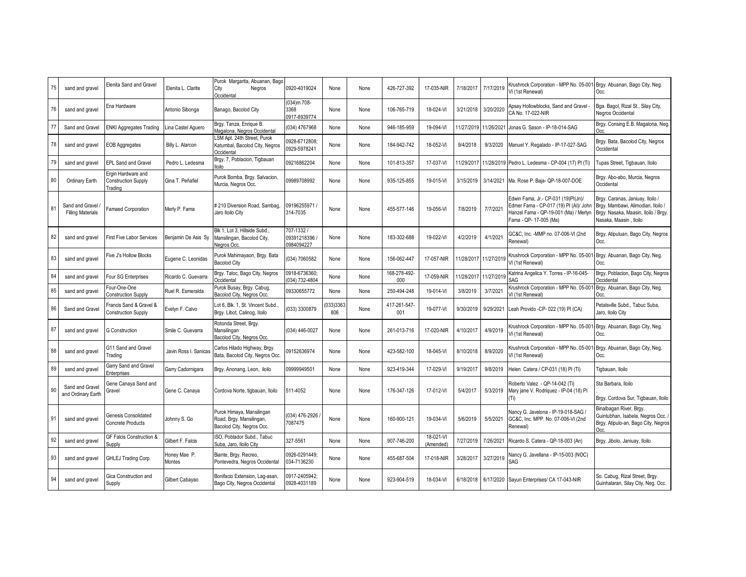| 75 | sand and gravel | Elenita Sand and Gravel | Elenita L. Clarite | Purok Margarita, Abuanan, Bago City Negros Occidental | 0920-4019024 | None | None | 426-727-392 | 17-035-NIR | 7/18/2017 | 7/17/2019 | Krushrock Corporation - MPP No. 05-001-VI (1st Renewal) | Brgy. Abuanan, Bago City, Neg. Occ. |
|---|---|---|---|---|---|---|---|---|---|---|---|---|---|
| 76 | sand and gravel | Ena Hardware | Antonio Sibonga | Banago, Bacolod City | (034)m 708-3368 0917-8939774 | None | None | 106-765-719 | 18-024-VI | 3/21/2018 | 3/20/2020 | Apsay Hollowblocks, Sand and Gravel - CA No. 17-022-NIR | Bga. Bagol, Rizal St., Silay City, Negros Occidental |
| 77 | Sand and Gravel | ENKI Aggregates Trading | Lina Castel Aguero | Brgy. Tanza, Enrique B. Magalona, Negros Occidental | (034) 4767968 | None | None | 946-185-959 | 19-094-VI | 11/27/2019 | 11/26/2021 | Jonas G. Sason - IP-18-014-SAG | Brgy. Consing E.B. Magalona, Neg. Occ. |
| 78 | sand and gravel | EOB Aggregates | Billy L. Alarcon | LSM Apt. 24th Street, Purok Katumbal, Bacolod City, Negros Occidental | 0928-6712808; 0929-5978241 | None | None | 184-942-742 | 18-052-VI | 9/4/2018 | 9/3/2020 | Manuel Y. Regalado - IP-17-027-SAG | Brgy. Bata, Bacolod City, Negros Occidental |
| 79 | sand and gravel | EPL Sand and Gravel | Pedro L. Ledesma | Brgy. 7, Poblacion, Tigbauan Iloilo | 09216862204 | None | None | 101-813-357 | 17-037-VI | 11/29/2017 | 11/28/2019 | Pedro L. Ledesma - CP-004 (17) PI (Ti) | Tupas Street, Tigbauan, Iloilo |
| 80 | Ordinary Earth | Ergin Hardware and Construction Supply Trading | Gina T. Peñafiel | Purok Bomba, Brgy. Salvacion, Murcia, Negros Occ. | 09989708992 | None | None | 935-125-855 | 19-015-VI | 3/15/2019 | 3/14/2021 | Ma. Rose P. Baja- QP-18-007-DOE | Brgy. Abo-abo, Murcia, Negros Occidental |
| 81 | Sand and Gravel / Filling Materials | Famaed Corporation | Merly P. Fama | # 210 Diversion Road, Sambag, Jaro Iloilo City | 09196255971 / 314-7035 | None | None | 455-577-146 | 19-056-VI | 7/8/2019 | 7/7/2021 | Edwin Fama, Jr.- CP-031 (19)PI(Jn)/ Edmer Fama - CP-017 (19) PI (Al)/ John Hanzel Fama - QP-19-001 (Ma) / Merlyn Fama - QP- 17-005 (Ma) | Brgy. Caranas, Janiuay, Iloilo / Brgy. Mambawi, Alimodian, Iloilo / Brgy. Nasaka, Maasin, Iloilo / Brgy. Nasaka, Maasin , Iloilo |
| 82 | sand and gravel | First Five Labor Services | Benjamin De Asis Sy | Blk 1, Lot 3, Hillside Subd., Mansilingan, Bacolod City, Negros Occ. | 707-1332 / 09391218396 / 0984094227 | None | None | 183-302-688 | 19-022-VI | 4/2/2019 | 4/1/2021 | GC&C, Inc. -MMP no. 07-006-VI (2nd Renewal) | Brgy. Atipuluan, Bago City, Negros Occ. |
| 83 | sand and gravel | Five J's Hollow Blocks | Eugene C. Leonidas | Purok Mahimayaon, Brgy. Bata Bacolod City | (034) 7060582 | None | None | 156-062-447 | 17-057-NIR | 11/28/2017 | 11/27/2019 | Krushrock Corporation - MPP No. 05-001-VI (1st Renewal) | Brgy. Abuanan, Bago City, Neg. Occ. |
| 84 | sand and gravel | Four SG Enterprises | Ricardo C. Guevarra | Brgy. Taloc, Bago City, Negros Occidental | 0918-6736360; (034) 732-4804 | None | None | 168-278-492-000 | 17-059-NIR | 11/28/2017 | 11/27/2019 | Katrina Angelica Y. Torres - IP-16-045-SAG | Brgy. Poblacion, Bago City, Negros Occidental |
| 85 | sand and gravel | Four-One-One Construction Supply | Ruel R. Esmeralda | Purok Busay, Brgy. Cabug, Bacolod City, Negros Occ. | 09330655772 | None | None | 250-494-248 | 19-014-VI | 3/8/2019 | 3/7/2021 | Krushrock Corporation - MPP No. 05-001-VI (1st Renewal) | Brgy. Abuanan, Bago City, Neg. Occ. |
| 86 | Sand and Gravel | Francis Sand & Gravel & Construction Supply | Evelyn F. Calvo | Lot 6, Blk. 1, St. Vincent Subd., Brgy. Libot, Calinog, Iloilo | (033) 3300879 | (033)3363 806 | None | 417-261-547-001 | 19-077-VI | 9/30/2019 | 9/29/2021 | Leah Provido -CP- 022 (19) PI (CA) | Petalsville Subd., Tabuc Suba, Jaro, Iloilo City |
| 87 | sand and gravel | G Construction | Smile C. Guevarra | Rotonda Street, Brgy. Mansilingan Bacolod City, Negros Occ. | (034) 446-0027 | None | None | 261-013-716 | 17-020-NIR | 4/10/2017 | 4/9/2019 | Krushrock Corporation - MPP No. 05-001-VI (1st Renewal) | Brgy. Abuanan, Bago City, Neg. Occ. |
| 88 | sand and gravel | G11 Sand and Gravel Trading | Javin Ross I. Sanicas | Carlos Hilado Highway, Brgy. Bata, Bacolod City, Negros Occ. | 09152636974 | None | None | 423-582-100 | 18-045-VI | 8/10/2018 | 8/9/2020 | Krushrock Corporation - MPP No. 05-001-VI (1st Renewal) | Brgy. Abuanan, Bago City, Neg. Occ. |
| 89 | sand and gravel | Garry Sand and Gravel Enterprises | Garry Cadornigara | Brgy. Anonang, Leon, iloilo | 09999949501 | None | None | 923-419-344 | 17-029-VI | 9/19/2017 | 9/8/2019 | Helen Catera / CP-031 (18) PI (Ti) | Tigbauan, Iloilo |
| 90 | Sand and Gravel and Ordinary Earth | Gene Canaya Sand and Gravel | Gene C. Canaya | Cordova Norte, tigbauan, Iloilo | 511-4052 | None | None | 176-347-126 | 17-012-VI | 5/4/2017 | 5/3/2019 | Roberto Valez - QP-14-042 (Ti) Mary jane V. Rodriquez - IP-04 (18) PI (Ti) | Sta Barbara, Iloilo . Brgy. Cordova Sur, Tigbauan, Iloilo |
| 91 | sand and gravel | Genesis Consolidated Concrete Products | Johnny S. Go | Purok Himaya, Mansilingan Road, Brgy. Mansilingan, Bacolod City, Negros Occ. | (034) 476-2926 / 7087475 | None | None | 160-900-121 | 19-034-VI | 5/6/2019 | 5/5/2021 | Nancy G. Javelona - IP-19-018-SAG / GC&C, Inc. MPP. No. 07-006-VI (2nd Renewal) | Binalbagan River, Brgy. Guintubhan, Isabela, Negros Occ. / Brgy. Atipulo-an, Bago City, Negros Occ. |
| 92 | sand and gravel | GF Falcis Construction & Supply | Gilbert F. Falcis | ISO, Poblador Subd., Tabuc Suba, Jaro, Iloilo City | 327-5561 | None | None | 907-746-200 | 18-021-VI (Amended) | 7/27/2019 | 7/26/2021 | Ricardo S. Catera - QP-18-003 (An) | Brgy. Jibolo, Janiuay, Iloilo |
| 93 | sand and gravel | GHLEJ Trading Corp. | Honey Mae P. Montes | Biante, Brgy. Recreo, Pontevedra, Negros Occidental | 0926-0291449; 034-7136230 | None | None | 455-687-504 | 17-018-NIR | 3/28/2017 | 3/27/2019 | Nancy G. Javellana - IP-15-003 (NOC) SAG | |
| 94 | sand and gravel | Gica Construction and Supply | Gilbert Cabayao | Bonifacio Extension, Lag-asan, Bago City, Negros Occidental | 0917-2405942; 0928-4031189 | None | None | 923-904-519 | 18-034-VI | 6/18/2018 | 6/17/2020 | Sayun Enterprises/ CA 17-043-NIR | So. Cabug, Rizal Street, Brgy. Guinhalaran, Silay Ctiy, Neg. Occ. |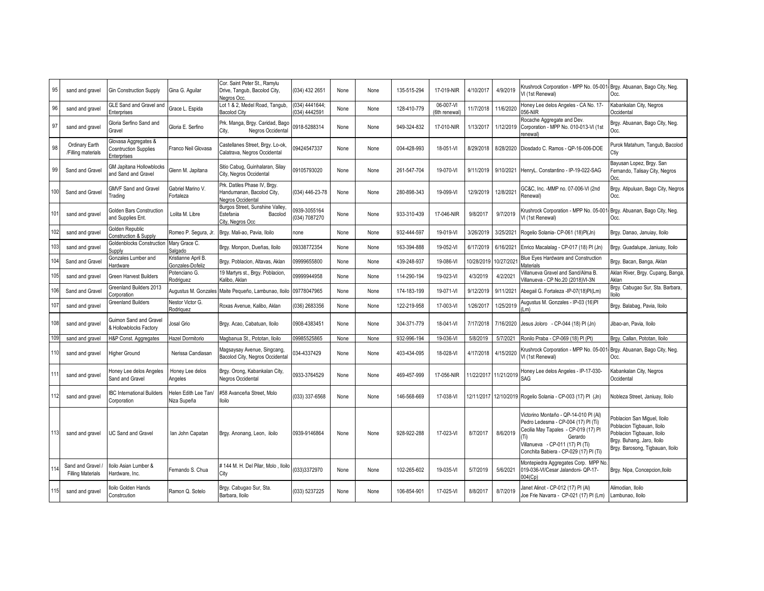| 95 | sand and gravel | Gin Construction Supply | Gina G. Aguilar | Cor. Saint Peter St., Ramylu Drive, Tangub, Bacolod City, Negros Occ. | (034) 432 2651 | None | None | 135-515-294 | 17-019-NIR | 4/10/2017 | 4/9/2019 | Krushrock Corporation - MPP No. 05-001-VI (1st Renewal) | Brgy. Abuanan, Bago City, Neg. Occ. |
|---|---|---|---|---|---|---|---|---|---|---|---|---|---|
| 96 | sand and gravel | GLE Sand and Gravel and Enterprises | Grace L. Espida | Lot 1 & 2, Medel Road, Tangub, Bacolod City | (034) 4441644; (034) 4442591 | None | None | 128-410-779 | 06-007-VI (6th renewal) | 11/7/2018 | 11/6/2020 | Honey Lee delos Angeles - CA No. 17-056-NIR | Kabankalan City, Negros Occidental |
| 97 | sand and gravel | Gloria Serfino Sand and Gravel | Gloria E. Serfino | Prk. Manga, Brgy. Caridad, Bago City, Negros Occidental | 0918-5288314 | None | None | 949-324-832 | 17-010-NIR | 1/13/2017 | 1/12/2019 | Rocache Aggregate and Dev. Corporation - MPP No. 010-013-VI (1st renewal) | Brgy. Abuanan, Bago City, Neg. Occ. |
| 98 | Ordinary Earth /Filling materials | Glovasa Aggregates & Cosntruction Supplies Enterprises | Franco Neil Glovasa | Castellanes Street, Brgy. Lo-ok, Calatrava, Negros Occidental | 09424547337 | None | None | 004-428-993 | 18-051-VI | 8/29/2018 | 8/28/2020 | Diosdado C. Ramos - QP-16-006-DOE | Purok Matahum, Tangub, Bacolod Ctiy |
| 99 | Sand and Gravel | GM Japitana Hollowblocks and Sand and Gravel | Glenn M. Japitana | Sitio Cabug, Guinhalaran, Silay City, Negros Occidental | 09105793020 | None | None | 261-547-704 | 19-070-VI | 9/11/2019 | 9/10/2021 | HenryL. Constantino - IP-19-022-SAG | Bayusan Lopez, Brgy. San Fernando, Talisay City, Negros Occ. |
| 100 | Sand and Gravel | GMVF Sand and Gravel Trading | Gabriel Marino V. Fortaleza | Prk. Datiles Phase IV, Brgy. Handumanan, Bacolod City, Negros Occidental | (034) 446-23-78 | None | None | 280-898-343 | 19-099-VI | 12/9/2019 | 12/8/2021 | GC&C, Inc. -MMP no. 07-006-VI (2nd Renewal) | Brgy. Atipuluan, Bago City, Negros Occ. |
| 101 | sand and gravel | Golden Bars Construction and Supplies Ent. | Lolita M. Libre | Burgos Street, Sunshine Valley, Estefania Bacolod City, Negros Occ | 0939-3055164 (034) 7087270 | None | None | 933-310-439 | 17-046-NIR | 9/8/2017 | 9/7/2019 | Krushrock Corporation - MPP No. 05-001-VI (1st Renewal) | Brgy. Abuanan, Bago City, Neg. Occ. |
| 102 | sand and gravel | Golden Republic Construction & Supply | Romeo P. Segura, Jr. | Brgy. Mali-ao, Pavia, Iloilo | none | None | None | 932-444-597 | 19-019-VI | 3/26/2019 | 3/25/2021 | Rogelio Solania- CP-061 (18)PI(Jn) | Brgy. Danao, Januiay, Iloilo |
| 103 | sand and gravel | Goldenblocks Construction Supply | Mary Grace C. Salgado | Brgy. Monpon, Dueñas, Iloilo | 09338772354 | None | None | 163-394-888 | 19-052-VI | 6/17/2019 | 6/16/2021 | Enrico Macalalag - CP-017 (18) PI (Jn) | Brgy. Guadalupe, Janiuay, Iloilo |
| 104 | Sand and Gravel | Gonzales Lumber and Hardware | Kristianne April B. Gonzales-Dofeliz | Brgy. Poblacion, Altavas, Aklan | 09999655800 | None | None | 439-248-937 | 19-086-VI | 10/28/2019 | 10/27/2021 | Blue Eyes Hardware and Construction Materials | Brgy. Bacan, Banga, Aklan |
| 105 | sand and gravel | Green Harvest Builders | Potenciano G. Rodriguez | 19 Martyrs st., Brgy. Poblacion, Kalibo, Aklan | 09999944958 | None | None | 114-290-194 | 19-023-VI | 4/3/2019 | 4/2/2021 | Villanueva Gravel and Sand/Alma B. Villanueva - CP No.20 (2018)VI-3N | Aklan River, Brgy. Cupang, Banga, Aklan |
| 106 | Sand and Gravel | Greenland Builders 2013 Corporation | Augustus M. Gonzales | Maite Pequeño, Lambunao, Iloilo | 09778047965 | None | None | 174-183-199 | 19-071-VI | 9/12/2019 | 9/11/2021 | Abegail G. Fortaleza -IP-07(18)PI(Lm) | Brgy. Cabugao Sur, Sta. Barbara, Iloilo |
| 107 | sand and gravel | Greenland Builders | Nestor Victor G. Rodriquez | Roxas Avenue, Kalibo, Aklan | (036) 2683356 | None | None | 122-219-958 | 17-003-VI | 1/26/2017 | 1/25/2019 | Augustus M. Gonzales - IP-03 (16)PI (Lm) | Brgy. Balabag, Pavia, Iloilo |
| 108 | sand and gravel | Guimon Sand and Gravel & Hollowblocks Factory | Josal Grio | Brgy. Acao, Cabatuan, Iloilo | 0908-4383451 | None | None | 304-371-779 | 18-041-VI | 7/17/2018 | 7/16/2020 | Jesus Joloro - CP-044 (18) PI (Jn) | Jibao-an, Pavia, Iloilo |
| 109 | sand and gravel | H&P Const. Aggregates | Hazel Dormitorio | Magbanua St., Pototan, Iloilo | 09985525865 | None | None | 932-996-194 | 19-036-VI | 5/8/2019 | 5/7/2021 | Ronilo Praba - CP-069 (18) PI (Pt) | Brgy. Callan, Pototan, Iloilo |
| 110 | sand and gravel | Higher Ground | Nerissa Candiasan | Magsaysay Avenue, Singcang, Bacolod City, Negros Occidental | 034-4337429 | None | None | 403-434-095 | 18-028-VI | 4/17/2018 | 4/15/2020 | Krushrock Corporation - MPP No. 05-001-VI (1st Renewal) | Brgy. Abuanan, Bago City, Neg. Occ. |
| 111 | sand and gravel | Honey Lee delos Angeles Sand and Gravel | Honey Lee delos Angeles | Brgy. Orong, Kabankalan City, Negros Occidental | 0933-3764529 | None | None | 469-457-999 | 17-056-NIR | 11/22/2017 | 11/21/2019 | Honey Lee delos Angeles - IP-17-030-SAG | Kabankalan City, Negros Occidental |
| 112 | sand and gravel | IBC International Builders Corporation | Helen Edith Lee Tan/ Niza Supeña | #58 Avanceña Street, Molo Iloilo | (033) 337-6568 | None | None | 146-568-669 | 17-038-VI | 12/11/2017 | 12/10/2019 | Rogelio Solania - CP-003 (17) PI (Jn) | Nobleza Street, Janiuay, Iloilo |
| 113 | sand and gravel | IJC Sand and Gravel | Ian John Capatan | Brgy. Anonang, Leon, iloilo | 0939-9146864 | None | None | 928-922-288 | 17-023-VI | 8/7/2017 | 8/6/2019 | Victorino Montaño - QP-14-010 PI (Al)<br>Pedro Ledesma - CP-004 (17) PI (Ti)<br>Cecilia May Tapales - CP-019 (17) PI (Ti) Gerardo Villanueva - CP-011 (17) PI (Ti)<br>Conchita Babiera - CP-029 (17) PI (Ti) | Poblacion San Miguel, Iloilo<br>Poblacion Tigbauan, Iloilo<br>Poblacion Tigbauan, Iloilo<br>Brgy. Buhang, Jaro, Iloilo<br>Brgy. Barosong, Tigbauan, Iloilo |
| 114 | Sand and Gravel / Filling Materials | Iloilo Asian Lumber & Hardware, Inc. | Fernando S. Chua | # 144 M. H. Del Pilar, Molo , Iloilo City | (033)3372970 | None | None | 102-265-602 | 19-035-VI | 5/7/2019 | 5/6/2021 | Montepiedra Aggregates Corp. MPP No. 019-036-VI/Cesar Jalandoni- QP-17-004(Cp) | Brgy. Nipa, Concepcion,Iloilo |
| 115 | sand and gravel | Iloilo Golden Hands Constrcution | Ramon Q. Sotelo | Brgy. Cabugao Sur, Sta. Barbara, Iloilo | (033) 5237225 | None | None | 106-854-901 | 17-025-VI | 8/8/2017 | 8/7/2019 | Janet Alinot - CP-012 (17) PI (Al)<br>Joe Frie Navarra - CP-021 (17) PI (Lm) | Alimodian, Iloilo<br>Lambunao, Iloilo |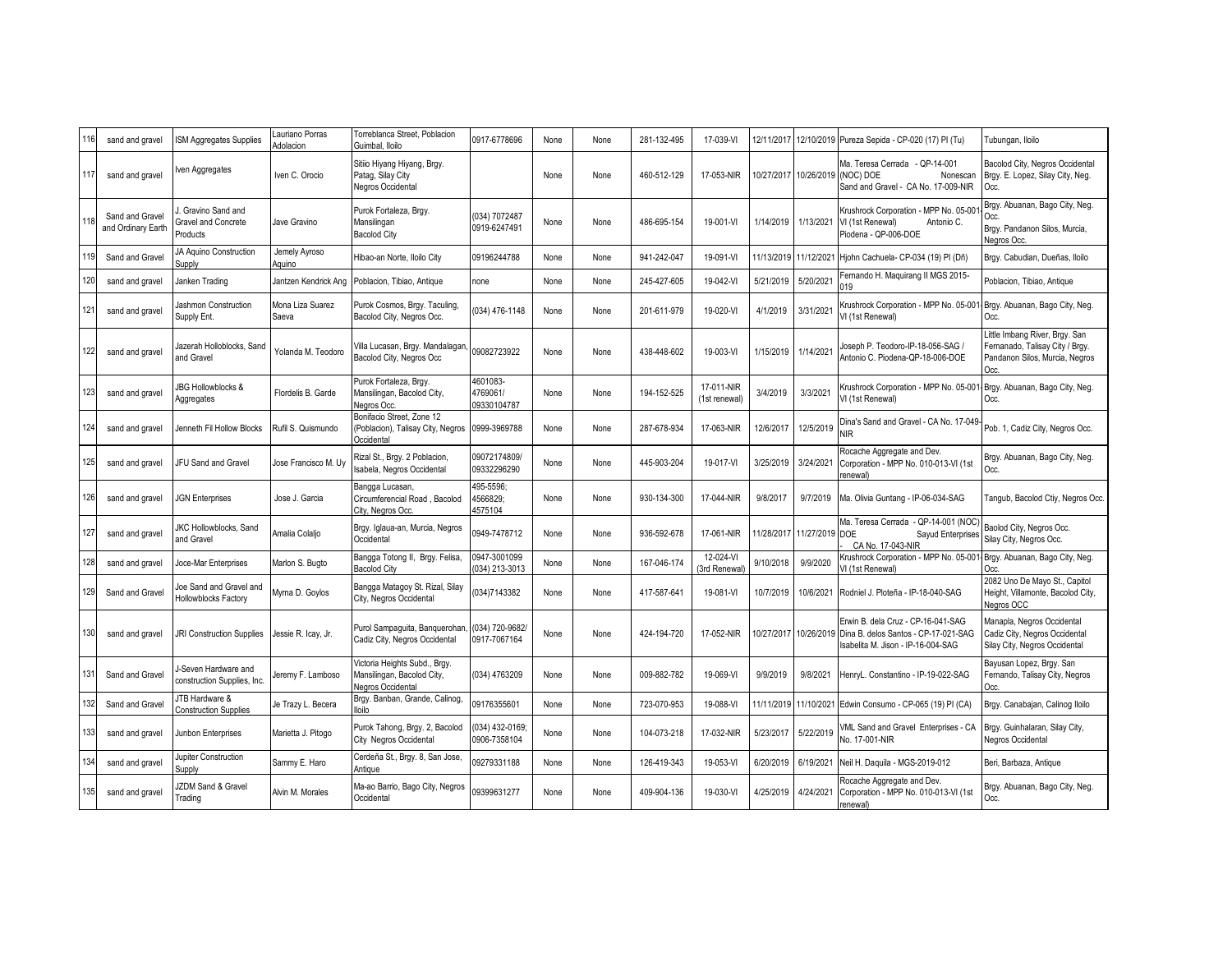| 116 | sand and gravel | ISM Aggregates Supplies | Lauriano Porras Adolacion | Torreblanca Street, Poblacion Guimbal, Iloilo | 0917-6778696 | None | None | 281-132-495 | 17-039-VI | 12/11/2017 | 12/10/2019 | Pureza Sepida - CP-020 (17) PI (Tu) | Tubungan, Iloilo |
|---|---|---|---|---|---|---|---|---|---|---|---|---|---|
| 117 | sand and gravel | Iven Aggregates | Iven C. Orocio | Sitio Hiyang Hiyang, Brgy. Patag, Silay City Negros Occidental | | None | None | 460-512-129 | 17-053-NIR | 10/27/2017 | 10/26/2019 | Ma. Teresa Cerrada - QP-14-001 (NOC) DOE Nonescan Sand and Gravel - CA No. 17-009-NIR | Bacolod City, Negros Occidental Brgy. E. Lopez, Silay City, Neg. Occ. |
| 118 | Sand and Gravel and Ordinary Earth | J. Gravino Sand and Gravel and Concrete Products | Jave Gravino | Purok Fortaleza, Brgy. Mansilingan Bacolod City | (034) 7072487 0919-6247491 | None | None | 486-695-154 | 19-001-VI | 1/14/2019 | 1/13/2021 | Krushrock Corporation - MPP No. 05-001-VI (1st Renewal) Antonio C. Piodena - QP-006-DOE | Brgy. Abuanan, Bago City, Neg. Occ. Brgy. Pandanon Silos, Murcia, Negros Occ. |
| 119 | Sand and Gravel | JA Aquino Construction Supply | Jemely Ayroso Aquino | Hibao-an Norte, Iloilo City | 09196244788 | None | None | 941-242-047 | 19-091-VI | 11/13/2019 | 11/12/2021 | Hjohn Cachuela- CP-034 (19) PI (Dñ) | Brgy. Cabudian, Dueñas, Iloilo |
| 120 | sand and gravel | Janken Trading | Jantzen Kendrick Ang | Poblacion, Tibiao, Antique | none | None | None | 245-427-605 | 19-042-VI | 5/21/2019 | 5/20/2021 | Fernando H. Maquirang II MGS 2015-019 | Poblacion, Tibiao, Antique |
| 121 | sand and gravel | Jashmon Construction Supply Ent. | Mona Liza Suarez Saeva | Purok Cosmos, Brgy. Taculing, Bacolod City, Negros Occ. | (034) 476-1148 | None | None | 201-611-979 | 19-020-VI | 4/1/2019 | 3/31/2021 | Krushrock Corporation - MPP No. 05-001-VI (1st Renewal) | Brgy. Abuanan, Bago City, Neg. Occ. |
| 122 | sand and gravel | Jazerah Holloblocks, Sand and Gravel | Yolanda M. Teodoro | Villa Lucasan, Brgy. Mandalagan, Bacolod City, Negros Occ | 09082723922 | None | None | 438-448-602 | 19-003-VI | 1/15/2019 | 1/14/2021 | Joseph P. Teodoro-IP-18-056-SAG / Antonio C. Piodena-QP-18-006-DOE | Little Imbang River, Brgy. San Fernanado, Talisay City / Brgy. Pandanon Silos, Murcia, Negros Occ. |
| 123 | sand and gravel | JBG Hollowblocks & Aggregates | Flordelis B. Garde | Purok Fortaleza, Brgy. Mansilingan, Bacolod City, Negros Occ. | 4601083-4769061/ 09330104787 | None | None | 194-152-525 | 17-011-NIR (1st renewal) | 3/4/2019 | 3/3/2021 | Krushrock Corporation - MPP No. 05-001-VI (1st Renewal) | Brgy. Abuanan, Bago City, Neg. Occ. |
| 124 | sand and gravel | Jenneth Fil Hollow Blocks | Rufil S. Quismundo | Bonifacio Street, Zone 12 (Poblacion), Talisay City, Negros Occidental | 0999-3969788 | None | None | 287-678-934 | 17-063-NIR | 12/6/2017 | 12/5/2019 | Dina's Sand and Gravel - CA No. 17-049-NIR | Pob. 1, Cadiz City, Negros Occ. |
| 125 | sand and gravel | JFU Sand and Gravel | Jose Francisco M. Uy | Rizal St., Brgy. 2 Poblacion, Isabela, Negros Occidental | 09072174809/ 09332296290 | None | None | 445-903-204 | 19-017-VI | 3/25/2019 | 3/24/2021 | Rocache Aggregate and Dev. Corporation - MPP No. 010-013-VI (1st renewal) | Brgy. Abuanan, Bago City, Neg. Occ. |
| 126 | sand and gravel | JGN Enterprises | Jose J. Garcia | Bangga Lucasan, Circumferencial Road , Bacolod City, Negros Occ. | 495-5596; 4566829; 4575104 | None | None | 930-134-300 | 17-044-NIR | 9/8/2017 | 9/7/2019 | Ma. Olivia Guntang - IP-06-034-SAG | Tangub, Bacolod Ctiy, Negros Occ. |
| 127 | sand and gravel | JKC Hollowblocks, Sand and Gravel | Amalia Colaljo | Brgy. Iglaua-an, Murcia, Negros Occidental | 0949-7478712 | None | None | 936-592-678 | 17-061-NIR | 11/28/2017 | 11/27/2019 | Ma. Teresa Cerrada - QP-14-001 (NOC) DOE Sayud Enterprises - CA No. 17-043-NIR | Baolod City, Negros Occ. Silay City, Negros Occ. |
| 128 | sand and gravel | Joce-Mar Enterprises | Marlon S. Bugto | Bangga Totong II, Brgy. Felisa, Bacolod City | 0947-3001099 (034) 213-3013 | None | None | 167-046-174 | 12-024-VI (3rd Renewal) | 9/10/2018 | 9/9/2020 | Krushrock Corporation - MPP No. 05-001-VI (1st Renewal) | Brgy. Abuanan, Bago City, Neg. Occ. |
| 129 | Sand and Gravel | Joe Sand and Gravel and Hollowblocks Factory | Myrna D. Goylos | Bangga Matagoy St. Rizal, Silay City, Negros Occidental | (034)7143382 | None | None | 417-587-641 | 19-081-VI | 10/7/2019 | 10/6/2021 | Rodniel J. Ploteña - IP-18-040-SAG | 2082 Uno De Mayo St., Capitol Height, Villamonte, Bacolod City, Negros OCC |
| 130 | sand and gravel | JRI Construction Supplies | Jessie R. Icay, Jr. | Purol Sampaguita, Banquerohan, Cadiz City, Negros Occidental | (034) 720-9682/ 0917-7067164 | None | None | 424-194-720 | 17-052-NIR | 10/27/2017 | 10/26/2019 | Erwin B. dela Cruz - CP-16-041-SAG Dina B. delos Santos - CP-17-021-SAG Isabelita M. Jison - IP-16-004-SAG | Manapla, Negros Occidental Cadiz City, Negros Occidental Silay City, Negros Occidental |
| 131 | Sand and Gravel | J-Seven Hardware and construction Supplies, Inc. | Jeremy F. Lamboso | Victoria Heights Subd., Brgy. Mansilingan, Bacolod City, Negros Occidental | (034) 4763209 | None | None | 009-882-782 | 19-069-VI | 9/9/2019 | 9/8/2021 | HenryL. Constantino - IP-19-022-SAG | Bayusan Lopez, Brgy. San Fernando, Talisay City, Negros Occ. |
| 132 | Sand and Gravel | JTB Hardware & Construction Supplies | Je Trazy L. Becera | Brgy. Banban, Grande, Calinog, Iloilo | 09176355601 | None | None | 723-070-953 | 19-088-VI | 11/11/2019 | 11/10/2021 | Edwin Consumo - CP-065 (19) PI (CA) | Brgy. Canabajan, Calinog Iloilo |
| 133 | sand and gravel | Junbon Enterprises | Marietta J. Pitogo | Purok Tahong, Brgy. 2, Bacolod City Negros Occidental | (034) 432-0169; 0906-7358104 | None | None | 104-073-218 | 17-032-NIR | 5/23/2017 | 5/22/2019 | VML Sand and Gravel Enterprises - CA No. 17-001-NIR | Brgy. Guinhalaran, Silay City, Negros Occidental |
| 134 | sand and gravel | Jupiter Construction Supply | Sammy E. Haro | Cerdeña St., Brgy. 8, San Jose, Antique | 09279331188 | None | None | 126-419-343 | 19-053-VI | 6/20/2019 | 6/19/2021 | Neil H. Daquila - MGS-2019-012 | Beri, Barbaza, Antique |
| 135 | sand and gravel | JZDM Sand & Gravel Trading | Alvin M. Morales | Ma-ao Barrio, Bago City, Negros Occidental | 09399631277 | None | None | 409-904-136 | 19-030-VI | 4/25/2019 | 4/24/2021 | Rocache Aggregate and Dev. Corporation - MPP No. 010-013-VI (1st renewal) | Brgy. Abuanan, Bago City, Neg. Occ. |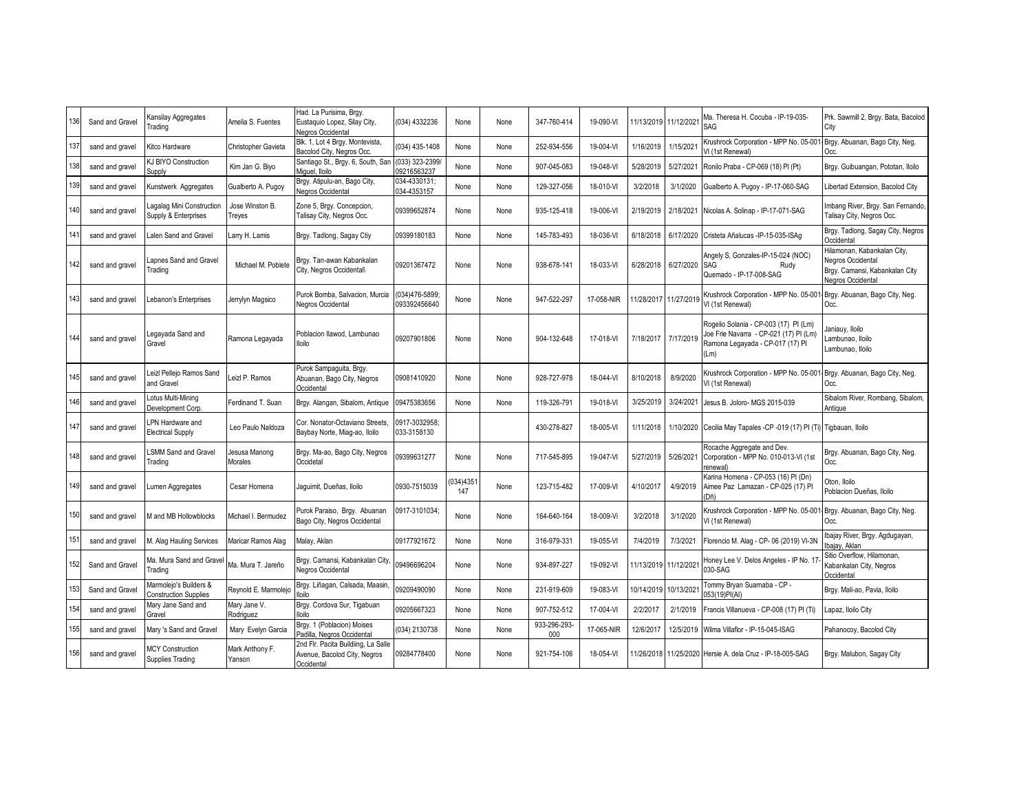| 136 | Sand and Gravel | Kansilay Aggregates Trading | Amelia S. Fuentes | Had. La Purisima, Brgy. Eustaquio Lopez, Silay City, Negros Occidental | (034) 4332236 | None | None | 347-760-414 | 19-090-VI | 11/13/2019 | 11/12/2021 | Ma. Theresa H. Cocuba - IP-19-035-SAG | Prk. Sawmill 2, Brgy. Bata, Bacolod City |
|---|---|---|---|---|---|---|---|---|---|---|---|---|---|
| 137 | sand and gravel | Kitco Hardware | Christopher Gavieta | Blk. 1, Lot 4 Brgy. Montevista, Bacolod City, Negros Occ. | (034) 435-1408 | None | None | 252-934-556 | 19-004-VI | 1/16/2019 | 1/15/2021 | Krushrock Corporation - MPP No. 05-001-VI (1st Renewal) | Brgy. Abuanan, Bago City, Neg. Occ. |
| 138 | sand and gravel | KJ BIYO Construction Supply | Kim Jan G. Biyo | Santiago St., Brgy. 6, South, San Miguel, Iloilo | (033) 323-2399/ 09216563237 | None | None | 907-045-083 | 19-048-VI | 5/28/2019 | 5/27/2021 | Ronilo Praba - CP-069 (18) PI (Pt) | Brgy. Guibuangan, Pototan, Iloilo |
| 139 | sand and gravel | Kunstwerk Aggregates | Gualberto A. Pugoy | Brgy. Atipulu-an, Bago City, Negros Occidental | 034-4330131; 034-4353157 | None | None | 129-327-056 | 18-010-VI | 3/2/2018 | 3/1/2020 | Gualberto A. Pugoy - IP-17-060-SAG | Libertad Extension, Bacolod City |
| 140 | sand and gravel | Lagalag Mini Construction Supply & Enterprises | Jose Winston B. Treyes | Zone 5, Brgy. Concepcion, Talisay City, Negros Occ. | 09399652874 | None | None | 935-125-418 | 19-006-VI | 2/19/2019 | 2/18/2021 | Nicolas A. Solinap - IP-17-071-SAG | Imbang River, Brgy. San Fernando, Talisay City, Negros Occ. |
| 141 | sand and gravel | Lalen Sand and Gravel | Larry H. Lamis | Brgy. Tadlong, Sagay Ctiy | 09399180183 | None | None | 145-783-493 | 18-036-VI | 6/18/2018 | 6/17/2020 | Cristeta Añalucas -IP-15-035-ISAg | Brgy. Tadlong, Sagay City, Negros Occidental |
| 142 | sand and gravel | Lapnes Sand and Gravel Trading | Michael M. Poblete | Brgy. Tan-awan Kabankalan City, Negros Occidental\ | 09201367472 | None | None | 938-678-141 | 18-033-VI | 6/28/2018 | 6/27/2020 | Angely S, Gonzales-IP-15-024 (NOC) SAG Rudy Quemado - IP-17-008-SAG | Hilamonan, Kabankalan City, Negros Occidental Brgy. Camansi, Kabankalan City Negros Occidental |
| 143 | sand and gravel | Lebanon's Enterprises | Jerrylyn Magsico | Purok Bomba, Salvacion, Murcia Negros Occidental | (034)476-5899; 093392456640 | None | None | 947-522-297 | 17-058-NIR | 11/28/2017 | 11/27/2019 | Krushrock Corporation - MPP No. 05-001-VI (1st Renewal) | Brgy. Abuanan, Bago City, Neg. Occ. |
| 144 | sand and gravel | Legayada Sand and Gravel | Ramona Legayada | Poblacion Ilawod, Lambunao Iloilo | 09207901806 | None | None | 904-132-648 | 17-018-VI | 7/18/2017 | 7/17/2019 | Rogelio Solania - CP-003 (17) PI (Lm) Joe Frie Navarra - CP-021 (17) PI (Lm) Ramona Legayada - CP-017 (17) PI (Lm) | Janiauy, Iloilo Lambunao, Iloilo Lambunao, Iloilo |
| 145 | sand and gravel | Leizl Pellejo Ramos Sand and Gravel | Leizl P. Ramos | Purok Sampaguita, Brgy. Abuanan, Bago City, Negros Occidental | 09081410920 | None | None | 928-727-978 | 18-044-VI | 8/10/2018 | 8/9/2020 | Krushrock Corporation - MPP No. 05-001-VI (1st Renewal) | Brgy. Abuanan, Bago City, Neg. Occ. |
| 146 | sand and gravel | Lotus Multi-Mining Development Corp. | Ferdinand T. Suan | Brgy. Alangan, Sibalom, Antique | 09475383656 | None | None | 119-326-791 | 19-018-VI | 3/25/2019 | 3/24/2021 | Jesus B. Joloro- MGS 2015-039 | Sibalom River, Rombang, Sibalom, Antique |
| 147 | sand and gravel | LPN Hardware and Electrical Supply | Leo Paulo Naldoza | Cor. Nonator-Octaviano Streets, Baybay Norte, Miag-ao, Iloilo | 0917-3032958; 033-3158130 | | | 430-278-827 | 18-005-VI | 1/11/2018 | 1/10/2020 | Cecilia May Tapales -CP -019 (17) PI (Ti) | Tigbauan, Iloilo |
| 148 | sand and gravel | LSMM Sand and Gravel Trading | Jesusa Manong Morales | Brgy. Ma-ao, Bago City, Negros Occidetal | 09399631277 | None | None | 717-545-895 | 19-047-VI | 5/27/2019 | 5/26/2021 | Rocache Aggregate and Dev. Corporation - MPP No. 010-013-VI (1st renewal) | Brgy. Abuanan, Bago City, Neg. Occ. |
| 149 | sand and gravel | Lumen Aggregates | Cesar Homena | Jaguimit, Dueñas, Iloilo | 0930-7515039 | (034)4351 147 | None | 123-715-482 | 17-009-VI | 4/10/2017 | 4/9/2019 | Karina Homena - CP-053 (16) PI (Dn) Aimee Paz Lamazan - CP-025 (17) PI (Dñ) | Oton, Iloilo Poblacion Dueñas, Iloilo |
| 150 | sand and gravel | M and MB Hollowblocks | Michael I. Bermudez | Purok Paraiso, Brgy. Abuanan Bago City, Negros Occidental | 0917-3101034; | None | None | 164-640-164 | 18-009-Vi | 3/2/2018 | 3/1/2020 | Krushrock Corporation - MPP No. 05-001-VI (1st Renewal) | Brgy. Abuanan, Bago City, Neg. Occ. |
| 151 | sand and gravel | M. Alag Hauling Services | Maricar Ramos Alag | Malay, Aklan | 09177921672 | None | None | 316-979-331 | 19-055-VI | 7/4/2019 | 7/3/2021 | Florencio M. Alag - CP- 06 (2019) VI-3N | Ibajay River, Brgy. Agdugayan, Ibajay, Aklan |
| 152 | Sand and Gravel | Ma. Mura Sand and Gravel Trading | Ma. Mura T. Jareño | Brgy. Camansi, Kabankalan City, Negros Occidental | 09496696204 | None | None | 934-897-227 | 19-092-VI | 11/13/2019 | 11/12/2021 | Honey Lee V. Delos Angeles - IP No. 17-030-SAG | Sitio Overflow, Hilamonan, Kabankalan City, Negros Occidental |
| 153 | Sand and Gravel | Marmolejo's Builders & Construction Supplies | Reynold E. Marmolejo | Brgy. Liñagan, Calsada, Maasin, Iloilo | 09209490090 | None | None | 231-919-609 | 19-083-VI | 10/14/2019 | 10/13/2021 | Tommy Bryan Suarnaba - CP - 053(19)PI(Al) | Brgy. Mali-ao, Pavia, Iloilo |
| 154 | sand and gravel | Mary Jane Sand and Gravel | Mary Jane V. Rodriguez | Brgy. Cordova Sur, Tigabuan Iloilo | 09205667323 | None | None | 907-752-512 | 17-004-VI | 2/2/2017 | 2/1/2019 | Francis Villanueva - CP-008 (17) PI (Ti) | Lapaz, Iloilo City |
| 155 | sand and gravel | Mary 's Sand and Gravel | Mary Evelyn Garcia | Brgy. 1 (Poblacion) Moises Padilla, Negros Occidental | (034) 2130738 | None | None | 933-296-293-000 | 17-065-NIR | 12/6/2017 | 12/5/2019 | Wilma Villaflor - IP-15-045-ISAG | Pahanocoy, Bacolod City |
| 156 | sand and gravel | MCY Construction Supplies Trading | Mark Anthony F. Yanson | 2nd Flr. Pacita Buildiing, La Salle Avenue, Bacolod City, Negros Occidental | 09284778400 | None | None | 921-754-106 | 18-054-VI | 11/26/2018 | 11/25/2020 | Hersie A. dela Cruz - IP-18-005-SAG | Brgy. Malubon, Sagay City |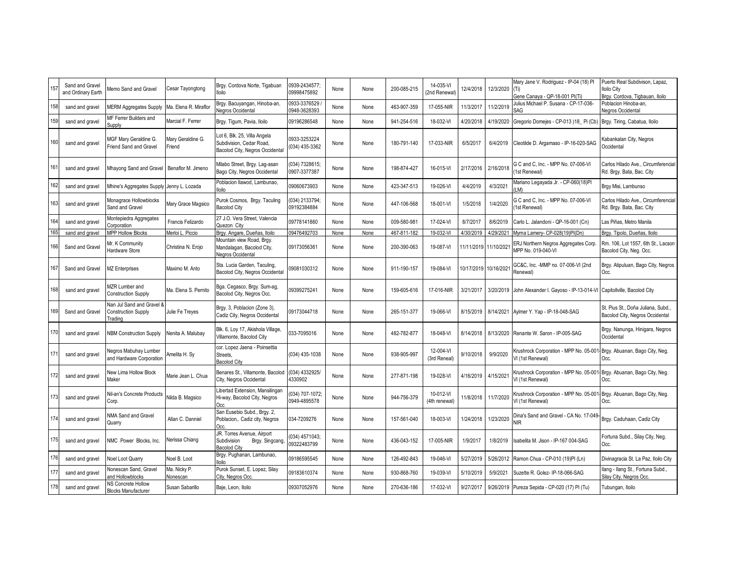| 157 | Sand and Gravel and Ordinary Earth | Memo Sand and Gravel | Cesar Tayongtong | Brgy. Cordova Norte, Tigabuan Iloilo | 0939-2434577; 09998475892 | None | None | 200-085-215 | 14-035-VI (2nd Renewal) | 12/4/2018 | 12/3/2020 | Mary Jane V. Rodriguez - IP-04 (18) PI (Ti) Gene Canaya - QP-18-001 PI(Ti) | Puerto Real Subdivison, Lapaz, Iloilo City Brgy. Cordova, Tigbauan, Iloilo |
|---|---|---|---|---|---|---|---|---|---|---|---|---|---|
| 158 | sand and gravel | MERM Aggregates Supply | Ma. Elena R. Miraflor | Brgy. Bacuyangan, Hinoba-an, Negros Occidental | 0933-3376529 / 0948-3628393 | None | None | 463-907-359 | 17-055-NIR | 11/3/2017 | 11/2/2019 | Julius Michael P. Susana - CP-17-036-SAG | Poblacion Hinoba-an, Negros Occidental |
| 159 | sand and gravel | MF Ferrer Builders and Supply | Marcial F. Ferrer | Brgy. Tigum, Pavia, Iloilo | 09196286548 | None | None | 941-254-516 | 18-032-VI | 4/20/2018 | 4/19/2020 | Gregorio Domejes - CP-013 )18_ Pi (Cb) | Brgy. Tiring, Cabatua, Iloilo |
| 160 | sand and gravel | MGF Mary Geraldine G. Friend Sand and Gravel | Mary Geraldine G. Friend | Lot 6, Blk. 25, Villa Angela Subdivision, Cedar Road, Bacolod City, Negros Occidental | 0933-3253224 (034) 435-3362 | None | None | 180-791-140 | 17-033-NIR | 6/5/2017 | 6/4/2019 | Cleotilde D. Argamaso - IP-16-020-SAG | Kabankalan City, Negros Occidental |
| 161 | sand and gravel | Mhayong Sand and Gravel | Benaflor M. Jimeno | Milabo Street, Brgy. Lag-asan Bago City, Negros Occidental | (034) 7328615; 0907-3377387 | None | None | 198-874-427 | 16-015-VI | 2/17/2016 | 2/16/2018 | G C and C, Inc. - MPP No. 07-006-VI (1st Renewal) | Carlos Hilado Ave., Circumferencial Rd. Brgy. Bata, Bac. City |
| 162 | sand and gravel | Mhine's Aggregates Supply | Jenny L. Lozada | Poblacion Ilawod, Lambunao, Iloilo | 09060673903 | None | None | 423-347-513 | 19-026-VI | 4/4/2019 | 4/3/2021 | Mariano Legayada Jr. - CP-060(18)PI (LM) | Brgy Misi, Lambunso |
| 163 | sand and gravel | Monagrace Hollowblocks Sand and Gravel | Mary Grace Magsico | Purok Cosmos, Brgy. Taculing Bacolod City | (034) 2133794; 09192384884 | None | None | 447-106-568 | 18-001-VI | 1/5/2018 | 1/4/2020 | G C and C, Inc. - MPP No. 07-006-VI (1st Renewal) | Carlos Hilado Ave., Circumferencial Rd. Brgy. Bata, Bac. City |
| 164 | sand and gravel | Montepiedra Aggregates Corporation | Francis Felizardo | 27 J.O. Vera Street, Valencia Quezon City | 09778141860 | None | None | 009-580-981 | 17-024-VI | 8/7/2017 | 8/6/2019 | Carlo L. Jalandoni - QP-16-001 (Cn) | Las Piñas, Metro Manila |
| 165 | sand and gravel | MPP Hollow Blocks | Merloi L. Piccio | Brgy. Angare, Dueñas, Iloilo | 09476492703 | None | None | 467-811-182 | 19-032-VI | 4/30/2019 | 4/29/2021 | Myrna Lamery- CP-028(19)PI(Dn) | Brgy. Tipolo, Dueñas, Iloilo |
| 166 | Sand and Gravel | Mr. K Community Hardware Store | Christina N. Erojo | Mountain view Road, Brgy. Mandalagan, Bacolod City, Negros Occidental | 09173056361 | None | None | 200-390-063 | 19-087-VI | 11/11/2019 | 11/10/2021 | ERJ Northern Negros Aggregates Corp. MPP No. 019-040-VI | Rm. 106, Lot 1557, 6th St., Lacson Bacolod City, Neg. Occ. |
| 167 | Sand and Gravel | MZ Enterprises | Maximo M. Anto | Sta. Lucia Garden, Taculing, Bacolod City, Negros Occidental | 09081030312 | None | None | 911-190-157 | 19-084-VI | 10/17/2019 | 10/16/2021 | GC&C, Inc. -MMP no. 07-006-VI (2nd Renewal) | Brgy. Atipuluan, Bago City, Negros Occ. |
| 168 | sand and gravel | MZR Lumber and Construction Supply | Ma. Elena S. Pernito | Bga. Cegasco, Brgy. Sum-ag, Bacolod City, Negros Occ. | 09399275241 | None | None | 159-605-616 | 17-016-NIR | 3/21/2017 | 3/20/2019 | John Alexander I. Gayoso - IP-13-014-VI | Capitollville, Bacolod City |
| 169 | Sand and Gravel | Nan Jul Sand and Gravel & Construction Supply Trading | Julie Fe Treyes | Brgy. 3, Poblacion (Zone 3), Cadiz City, Negros Occidental | 09173044718 | None | None | 265-151-377 | 19-066-VI | 8/15/2019 | 8/14/2021 | Aylmer Y. Yap - IP-18-048-SAG | St. Pius St., Doña Juliana, Subd., Bacolod City, Negros Occidental |
| 170 | sand and gravel | NBM Construction Supply | Nenita A. Malubay | Blk. 6, Loy 17, Akishola Village, Villamonte, Bacolod City | 033-7095016 | None | None | 482-782-877 | 18-048-VI | 8/14/2018 | 8/13/2020 | Renante W. Saron - IP-005-SAG | Brgy. Nanunga, Hinigara, Negros Occidental |
| 171 | sand and gravel | Negros Mabuhay Lumber and Hardware Corporation | Amelita H. Sy | cor. Lopez Jaena - Poinsettia Streets, Bacolod City | (034) 435-1038 | None | None | 938-905-997 | 12-004-VI (3rd Reneal) | 9/10/2018 | 9/9/2020 | Krushrock Corporation - MPP No. 05-001-VI (1st Renewal) | Brgy. Abuanan, Bago City, Neg. Occ. |
| 172 | sand and gravel | New Lima Hollow Block Maker | Marie Jean L. Chua | Benares St., Villamonte, Bacolod City, Negros Occidental | (034) 4332925/ 4330902 | None | None | 277-871-198 | 19-028-VI | 4/16/2019 | 4/15/2021 | Krushrock Corporation - MPP No. 05-001-VI (1st Renewal) | Brgy. Abuanan, Bago City, Neg. Occ. |
| 173 | sand and gravel | Nil-an's Concrete Products Corp. | Nilda B. Magsico | Libertad Extension, Mansilingan Hi-way, Bacolod City, Negros Occ | (034) 707-1072; 0949-4895578 | None | None | 944-756-379 | 10-012-VI (4th renewal) | 11/8/2018 | 11/7/2020 | Krushrock Corporation - MPP No. 05-001-VI (1st Renewal) | Brgy. Abuanan, Bago City, Neg. Occ. |
| 174 | sand and gravel | NMA Sand and Gravel Quarry | Allan C. Danniel | San Eusebio Subd., Brgy. 2, Poblacion,. Cadiz city, Negros Occ. | 034-7209276 | None | None | 157-561-040 | 18-003-VI | 1/24/2018 | 1/23/2020 | Dina's Sand and Gravel - CA No. 17-049-NIR | Brgy. Caduhaan, Cadiz City |
| 175 | sand and gravel | NMC Power Blocks, Inc. | Nerissa Chiang | JR. Torres Avenue, Airport Subdivision Brgy. Singcang, Bacolod City | (034) 4571043; 09322483799 | None | None | 436-043-152 | 17-005-NIR | 1/9/2017 | 1/8/2019 | Isabelita M. Jison - IP-167 004-SAG | Fortuna Subd., Silay City, Neg. Occ. |
| 176 | sand and gravel | Noel Loot Quarry | Noel B. Loot | Brgy. Pughanan, Lambunao, Iloilo | 09186595545 | None | None | 126-492-843 | 19-046-VI | 5/27/2019 | 5/26/2012 | Ramon Chua - CP-010 (19)PI (Ln) | Divinagracia St. La Paz, Iloilo City |
| 177 | sand and gravel | Nonescan Sand, Gravel and Hollowblocks | Ma. Nicky P. Nonescan | Purok Sunset, E. Lopez, Silay City, Negros Occ. | 09183610374 | None | None | 930-868-760 | 19-039-VI | 5/10/2019 | 5/9/2021 | Suzette R. Golez- IP-18-066-SAG | Ilang - Ilang St., Fortuna Subd., Silay City, Negros Occ. |
| 178 | sand and gravel | NS Concrete Hollow Blocks Manufacturer | Susan Sabarillo | Baje, Leon, Iloilo | 09307052976 | None | None | 270-636-186 | 17-032-VI | 9/27/2017 | 9/26/2019 | Pureza Sepida - CP-020 (17) PI (Tu) | Tubungan, Iloilo |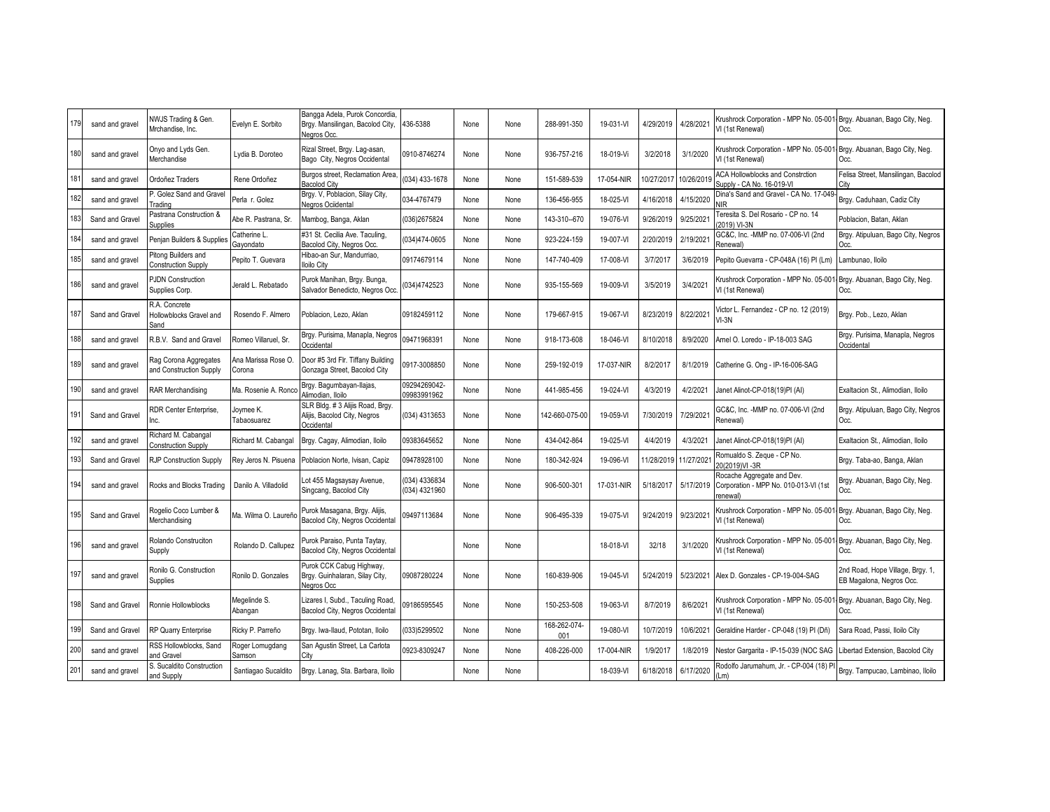| 179 | sand and gravel | NWJS Trading & Gen. Mrchandise, Inc. | Evelyn E. Sorbito | Bangga Adela, Purok Concordia, Brgy. Mansilingan, Bacolod City, Negros Occ. | 436-5388 | None | None | 288-991-350 | 19-031-VI | 4/29/2019 | 4/28/2021 | Krushrock Corporation - MPP No. 05-001-VI (1st Renewal) | Brgy. Abuanan, Bago City, Neg. Occ. |
|---|---|---|---|---|---|---|---|---|---|---|---|---|---|
| 180 | sand and gravel | Onyo and Lyds Gen. Merchandise | Lydia B. Doroteo | Rizal Street, Brgy. Lag-asan, Bago City, Negros Occidental | 0910-8746274 | None | None | 936-757-216 | 18-019-Vi | 3/2/2018 | 3/1/2020 | Krushrock Corporation - MPP No. 05-001-VI (1st Renewal) | Brgy. Abuanan, Bago City, Neg. Occ. |
| 181 | sand and gravel | Ordoñez Traders | Rene Ordoñez | Burgos street, Reclamation Area, Bacolod City | (034) 433-1678 | None | None | 151-589-539 | 17-054-NIR | 10/27/2017 | 10/26/2019 | ACA Hollowblocks and Constrction Supply - CA No. 16-019-VI | Felisa Street, Mansilingan, Bacolod City |
| 182 | sand and gravel | P. Golez Sand and Gravel Trading | Perla r. Golez | Brgy. V, Poblacion, Silay City, Negros Ocidental | 034-4767479 | None | None | 136-456-955 | 18-025-VI | 4/16/2018 | 4/15/2020 | Dina's Sand and Gravel - CA No. 17-049-NIR | Brgy. Caduhaan, Cadiz City |
| 183 | Sand and Gravel | Pastrana Construction & Supplies | Abe R. Pastrana, Sr. | Mambog, Banga, Aklan | (036)2675824 | None | None | 143-310--670 | 19-076-VI | 9/26/2019 | 9/25/2021 | Teresita S. Del Rosario - CP no. 14 (2019) VI-3N | Poblacion, Batan, Aklan |
| 184 | sand and gravel | Penjan Builders & Supplies | Catherine L. Gayondato | #31 St. Cecilia Ave. Taculing, Bacolod City, Negros Occ. | (034)474-0605 | None | None | 923-224-159 | 19-007-VI | 2/20/2019 | 2/19/2021 | GC&C, Inc. -MMP no. 07-006-VI (2nd Renewal) | Brgy. Atipuluan, Bago City, Negros Occ. |
| 185 | sand and gravel | Pitong Builders and Construction Supply | Pepito T. Guevara | Hibao-an Sur, Mandurriao, Iloilo City | 09174679114 | None | None | 147-740-409 | 17-008-VI | 3/7/2017 | 3/6/2019 | Pepito Guevarra - CP-048A (16) PI (Lm) | Lambunao, Iloilo |
| 186 | sand and gravel | PJDN Construction Supplies Corp. | Jerald L. Rebatado | Purok Manihan, Brgy. Bunga, Salvador Benedicto, Negros Occ. | (034)4742523 | None | None | 935-155-569 | 19-009-VI | 3/5/2019 | 3/4/2021 | Krushrock Corporation - MPP No. 05-001-VI (1st Renewal) | Brgy. Abuanan, Bago City, Neg. Occ. |
| 187 | Sand and Gravel | R.A. Concrete Hollowblocks Gravel and Sand | Rosendo F. Almero | Poblacion, Lezo, Aklan | 09182459112 | None | None | 179-667-915 | 19-067-VI | 8/23/2019 | 8/22/2021 | Victor L. Fernandez - CP no. 12 (2019) VI-3N | Brgy. Pob., Lezo, Aklan |
| 188 | sand and gravel | R.B.V. Sand and Gravel | Romeo Villaruel, Sr. | Brgy. Purisima, Manapla, Negros Occidental | 09471968391 | None | None | 918-173-608 | 18-046-VI | 8/10/2018 | 8/9/2020 | Arnel O. Loredo - IP-18-003 SAG | Brgy. Purisima, Manapla, Negros Occidental |
| 189 | sand and gravel | Rag Corona Aggregates and Construction Supply | Ana Marissa Rose O. Corona | Door #5 3rd Flr. Tiffany Building Gonzaga Street, Bacolod City | 0917-3008850 | None | None | 259-192-019 | 17-037-NIR | 8/2/2017 | 8/1/2019 | Catherine G. Ong - IP-16-006-SAG | |
| 190 | sand and gravel | RAR Merchandising | Ma. Rosenie A. Ronco | Brgy. Bagumbayan-Ilajas, Alimodian, Iloilo | 09294269042-09983991962 | None | None | 441-985-456 | 19-024-VI | 4/3/2019 | 4/2/2021 | Janet Alinot-CP-018(19)PI (AI) | Exaltacion St., Alimodian, Iloilo |
| 191 | Sand and Gravel | RDR Center Enterprise, Inc. | Joymee K. Tabaosuarez | SLR Bldg. # 3 Alijis Road, Brgy. Alijis, Bacolod City, Negros Occidental | (034) 4313653 | None | None | 142-660-075-00 | 19-059-VI | 7/30/2019 | 7/29/2021 | GC&C, Inc. -MMP no. 07-006-VI (2nd Renewal) | Brgy. Atipuluan, Bago City, Negros Occ. |
| 192 | sand and gravel | Richard M. Cabangal Construction Supply | Richard M. Cabangal | Brgy. Cagay, Alimodian, Iloilo | 09383645652 | None | None | 434-042-864 | 19-025-VI | 4/4/2019 | 4/3/2021 | Janet Alinot-CP-018(19)PI (AI) | Exaltacion St., Alimodian, Iloilo |
| 193 | Sand and Gravel | RJP Construction Supply | Rey Jeros N. Pisuena | Poblacion Norte, Ivisan, Capiz | 09478928100 | None | None | 180-342-924 | 19-096-VI | 11/28/2019 | 11/27/2021 | Romualdo S. Zeque - CP No. 20(2019)VI -3R | Brgy. Taba-ao, Banga, Aklan |
| 194 | sand and gravel | Rocks and Blocks Trading | Danilo A. Villadolid | Lot 455 Magsaysay Avenue, Singcang, Bacolod City | (034) 4336834 (034) 4321960 | None | None | 906-500-301 | 17-031-NIR | 5/18/2017 | 5/17/2019 | Rocache Aggregate and Dev. Corporation - MPP No. 010-013-VI (1st renewal) | Brgy. Abuanan, Bago City, Neg. Occ. |
| 195 | Sand and Gravel | Rogelio Coco Lumber & Merchandising | Ma. Wilma O. Laureño | Purok Masagana, Brgy. Alijis, Bacolod City, Negros Occidental | 09497113684 | None | None | 906-495-339 | 19-075-VI | 9/24/2019 | 9/23/2021 | Krushrock Corporation - MPP No. 05-001-VI (1st Renewal) | Brgy. Abuanan, Bago City, Neg. Occ. |
| 196 | sand and gravel | Rolando Construciton Supply | Rolando D. Callupez | Purok Paraiso, Punta Taytay, Bacolod City, Negros Occidental | | None | None | | 18-018-VI | 32/18 | 3/1/2020 | Krushrock Corporation - MPP No. 05-001-VI (1st Renewal) | Brgy. Abuanan, Bago City, Neg. Occ. |
| 197 | sand and gravel | Ronilo G. Construction Supplies | Ronilo D. Gonzales | Purok CCK Cabug Highway, Brgy. Guinhalaran, Silay City, Negros Occ | 09087280224 | None | None | 160-839-906 | 19-045-VI | 5/24/2019 | 5/23/2021 | Alex D. Gonzales - CP-19-004-SAG | 2nd Road, Hope Village, Brgy. 1, EB Magalona, Negros Occ. |
| 198 | Sand and Gravel | Ronnie Hollowblocks | Megelinde S. Abangan | Lizares I, Subd., Taculing Road, Bacolod City, Negros Occidental | 09186595545 | None | None | 150-253-508 | 19-063-VI | 8/7/2019 | 8/6/2021 | Krushrock Corporation - MPP No. 05-001-VI (1st Renewal) | Brgy. Abuanan, Bago City, Neg. Occ. |
| 199 | Sand and Gravel | RP Quarry Enterprise | Ricky P. Parreño | Brgy. Iwa-Ilaud, Pototan, Iloilo | (033)5299502 | None | None | 168-262-074-001 | 19-080-VI | 10/7/2019 | 10/6/2021 | Geraldine Harder - CP-048 (19) PI (Dñ) | Sara Road, Passi, Iloilo City |
| 200 | sand and gravel | RSS Hollowblocks, Sand and Gravel | Roger Lomugdang Samson | San Agustin Street, La Carlota City | 0923-8309247 | None | None | 408-226-000 | 17-004-NIR | 1/9/2017 | 1/8/2019 | Nestor Gargarita - IP-15-039 (NOC SAG | Libertad Extension, Bacolod City |
| 201 | sand and gravel | S. Sucaldito Construction and Supply | Santiagao Sucaldito | Brgy. Lanag, Sta. Barbara, Iloilo | | None | None | | 18-039-VI | 6/18/2018 | 6/17/2020 | Rodolfo Jarumahum, Jr. - CP-004 (18) PI (Lm) | Brgy. Tampucao, Lambinao, Iloilo |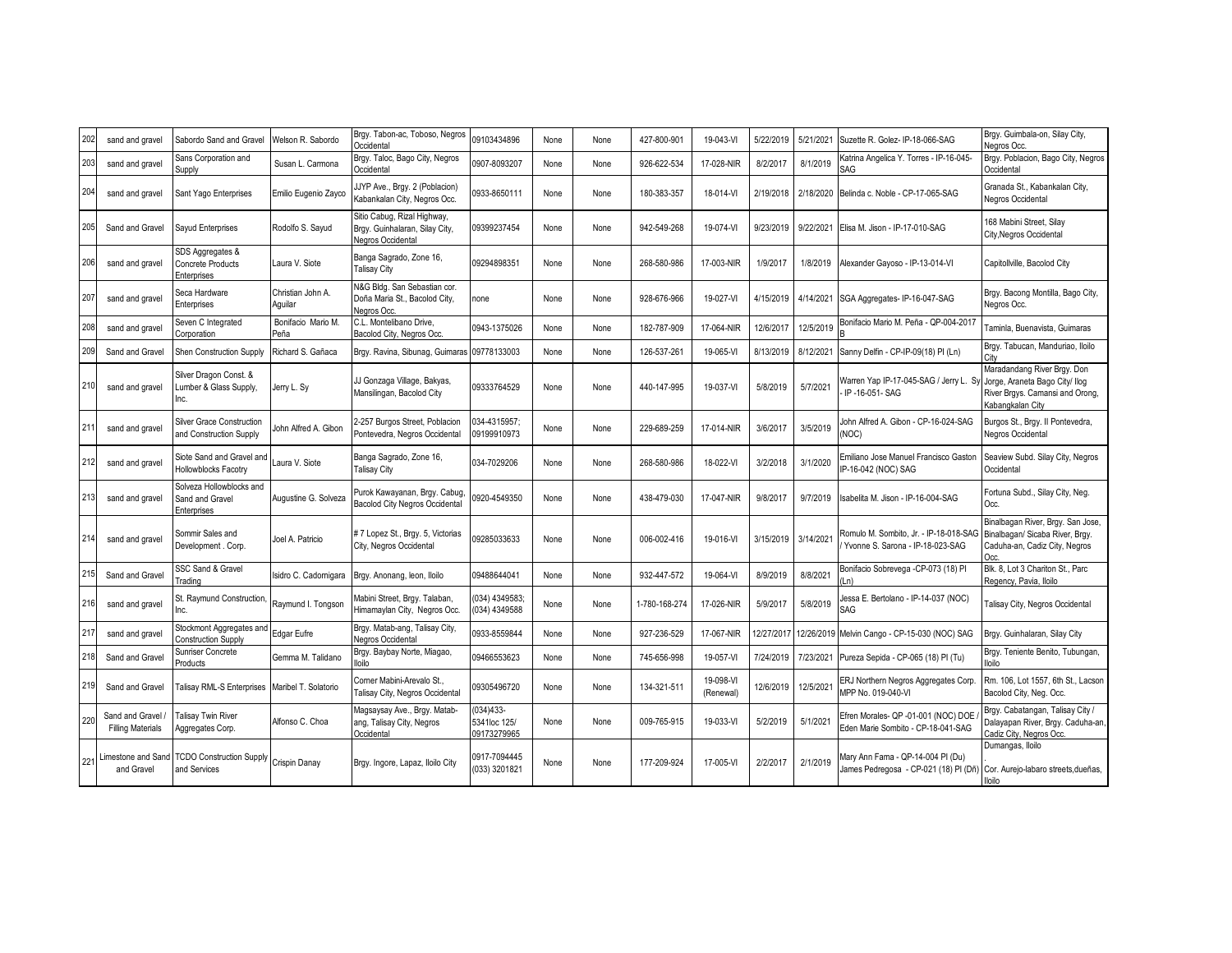| 202 | sand and gravel | Sabordo Sand and Gravel | Welson R. Sabordo | Brgy. Tabon-ac, Toboso, Negros Occidental | 09103434896 | None | None | 427-800-901 | 19-043-VI | 5/22/2019 | 5/21/2021 | Suzette R. Golez- IP-18-066-SAG | Brgy. Guimbala-on, Silay City, Negros Occ. |
|---|---|---|---|---|---|---|---|---|---|---|---|---|---|
| 203 | sand and gravel | Sans Corporation and Supply | Susan L. Carmona | Brgy. Taloc, Bago City, Negros Occidental | 0907-8093207 | None | None | 926-622-534 | 17-028-NIR | 8/2/2017 | 8/1/2019 | Katrina Angelica Y. Torres - IP-16-045-SAG | Brgy. Poblacion, Bago City, Negros Occidental |
| 204 | sand and gravel | Sant Yago Enterprises | Emilio Eugenio Zayco | JJYP Ave., Brgy. 2 (Poblacion) Kabankalan City, Negros Occ. | 0933-8650111 | None | None | 180-383-357 | 18-014-VI | 2/19/2018 | 2/18/2020 | Belinda c. Noble - CP-17-065-SAG | Granada St., Kabankalan City, Negros Occidental |
| 205 | Sand and Gravel | Sayud Enterprises | Rodolfo S. Sayud | Sitio Cabug, Rizal Highway, Brgy. Guinhalaran, Silay City, Negros Occidental | 09399237454 | None | None | 942-549-268 | 19-074-VI | 9/23/2019 | 9/22/2021 | Elisa M. Jison - IP-17-010-SAG | 168 Mabini Street, Silay City,Negros Occidental |
| 206 | sand and gravel | SDS Aggregates & Concrete Products Enterprises | Laura V. Siote | Banga Sagrado, Zone 16, Talisay City | 09294898351 | None | None | 268-580-986 | 17-003-NIR | 1/9/2017 | 1/8/2019 | Alexander Gayoso - IP-13-014-VI | Capitollville, Bacolod City |
| 207 | sand and gravel | Seca Hardware Enterprises | Christian John A. Aguilar | N&G Bldg. San Sebastian cor. Doña Maria St., Bacolod City, Negros Occ. | none | None | None | 928-676-966 | 19-027-VI | 4/15/2019 | 4/14/2021 | SGA Aggregates- IP-16-047-SAG | Brgy. Bacong Montilla, Bago City, Negros Occ. |
| 208 | sand and gravel | Seven C Integrated Corporation | Bonifacio Mario M. Peña | C.L. Montelibano Drive, Bacolod City, Negros Occ. | 0943-1375026 | None | None | 182-787-909 | 17-064-NIR | 12/6/2017 | 12/5/2019 | Bonifacio Mario M. Peña - QP-004-2017 B | Taminla, Buenavista, Guimaras |
| 209 | Sand and Gravel | Shen Construction Supply | Richard S. Gañaca | Brgy. Ravina, Sibunag, Guimaras | 09778133003 | None | None | 126-537-261 | 19-065-VI | 8/13/2019 | 8/12/2021 | Sanny Delfin - CP-IP-09(18) PI (Ln) | Brgy. Tabucan, Manduriao, Iloilo City |
| 210 | sand and gravel | Silver Dragon Const. & Lumber & Glass Supply, Inc. | Jerry L. Sy | JJ Gonzaga Village, Bakyas, Mansilingan, Bacolod City | 09333764529 | None | None | 440-147-995 | 19-037-VI | 5/8/2019 | 5/7/2021 | Warren Yap IP-17-045-SAG / Jerry L. Sy - IP -16-051- SAG | Maradandang River Brgy. Don Jorge, Araneta Bago City/ Ilog River Brgys. Camansi and Orong, Kabangkalan City |
| 211 | sand and gravel | Silver Grace Construction and Construction Supply | John Alfred A. Gibon | 2-257 Burgos Street, Poblacion Pontevedra, Negros Occidental | 034-4315957; 09199910973 | None | None | 229-689-259 | 17-014-NIR | 3/6/2017 | 3/5/2019 | John Alfred A. Gibon - CP-16-024-SAG (NOC) | Burgos St., Brgy. II Pontevedra, Negros Occidental |
| 212 | sand and gravel | Siote Sand and Gravel and Hollowblocks Facotry | Laura V. Siote | Banga Sagrado, Zone 16, Talisay City | 034-7029206 | None | None | 268-580-986 | 18-022-VI | 3/2/2018 | 3/1/2020 | Emiliano Jose Manuel Francisco Gaston IP-16-042 (NOC) SAG | Seaview Subd. Silay City, Negros Occidental |
| 213 | sand and gravel | Solveza Hollowblocks and Sand and Gravel Enterprises | Augustine G. Solveza | Purok Kawayanan, Brgy. Cabug, Bacolod City Negros Occidental | 0920-4549350 | None | None | 438-479-030 | 17-047-NIR | 9/8/2017 | 9/7/2019 | Isabelita M. Jison - IP-16-004-SAG | Fortuna Subd., Silay City, Neg. Occ. |
| 214 | sand and gravel | Sommir Sales and Development . Corp. | Joel A. Patricio | # 7 Lopez St., Brgy. 5, Victorias City, Negros Occidental | 09285033633 | None | None | 006-002-416 | 19-016-VI | 3/15/2019 | 3/14/2021 | Romulo M. Sombito, Jr. - IP-18-018-SAG / Yvonne S. Sarona - IP-18-023-SAG | Binalbagan River, Brgy. San Jose, Binalbagan/ Sicaba River, Brgy. Caduha-an, Cadiz City, Negros Occ. |
| 215 | Sand and Gravel | SSC Sand & Gravel Trading | Isidro C. Cadornigara | Brgy. Anonang, leon, Iloilo | 09488644041 | None | None | 932-447-572 | 19-064-VI | 8/9/2019 | 8/8/2021 | Bonifacio Sobrevega -CP-073 (18) PI (Ln) | Blk. 8, Lot 3 Chariton St., Parc Regency, Pavia, Iloilo |
| 216 | sand and gravel | St. Raymund Construction, Inc. | Raymund I. Tongson | Mabini Street, Brgy. Talaban, Himamaylan City, Negros Occ. | (034) 4349583; (034) 4349588 | None | None | 1-780-168-274 | 17-026-NIR | 5/9/2017 | 5/8/2019 | Jessa E. Bertolano - IP-14-037 (NOC) SAG | Talisay City, Negros Occidental |
| 217 | sand and gravel | Stockmont Aggregates and Construction Supply | Edgar Eufre | Brgy. Matab-ang, Talisay City, Negros Occidental | 0933-8559844 | None | None | 927-236-529 | 17-067-NIR | 12/27/2017 | 12/26/2019 | Melvin Cango - CP-15-030 (NOC) SAG | Brgy. Guinhalaran, Silay City |
| 218 | Sand and Gravel | Sunriser Concrete Products | Gemma M. Talidano | Brgy. Baybay Norte, Miagao, Iloilo | 09466553623 | None | None | 745-656-998 | 19-057-VI | 7/24/2019 | 7/23/2021 | Pureza Sepida - CP-065 (18) PI (Tu) | Brgy. Teniente Benito, Tubungan, Iloilo |
| 219 | Sand and Gravel | Talisay RML-S Enterprises | Maribel T. Solatorio | Corner Mabini-Arevalo St., Talisay City, Negros Occidental | 09305496720 | None | None | 134-321-511 | 19-098-VI (Renewal) | 12/6/2019 | 12/5/2021 | ERJ Northern Negros Aggregates Corp. MPP No. 019-040-VI | Rm. 106, Lot 1557, 6th St., Lacson Bacolod City, Neg. Occ. |
| 220 | Sand and Gravel / Filling Materials | Talisay Twin River Aggregates Corp. | Alfonso C. Choa | Magsaysay Ave., Brgy. Matab-ang, Talisay City, Negros Occidental | (034)433-5341loc 125/ 09173279965 | None | None | 009-765-915 | 19-033-VI | 5/2/2019 | 5/1/2021 | Efren Morales- QP -01-001 (NOC) DOE / Eden Marie Sombito - CP-18-041-SAG | Brgy. Cabatangan, Talisay City / Dalayapan River, Brgy. Caduha-an, Cadiz City, Negros Occ. |
| 221 | Limestone and Sand and Gravel | TCDO Construction Supply and Services | Crispin Danay | Brgy. Ingore, Lapaz, Iloilo City | 0917-7094445 (033) 3201821 | None | None | 177-209-924 | 17-005-VI | 2/2/2017 | 2/1/2019 | Mary Ann Fama - QP-14-004 PI (Du) James Pedregosa - CP-021 (18) PI (Dñ) | Dumangas, Iloilo Cor. Aurejo-labaro streets,dueñas, Iloilo |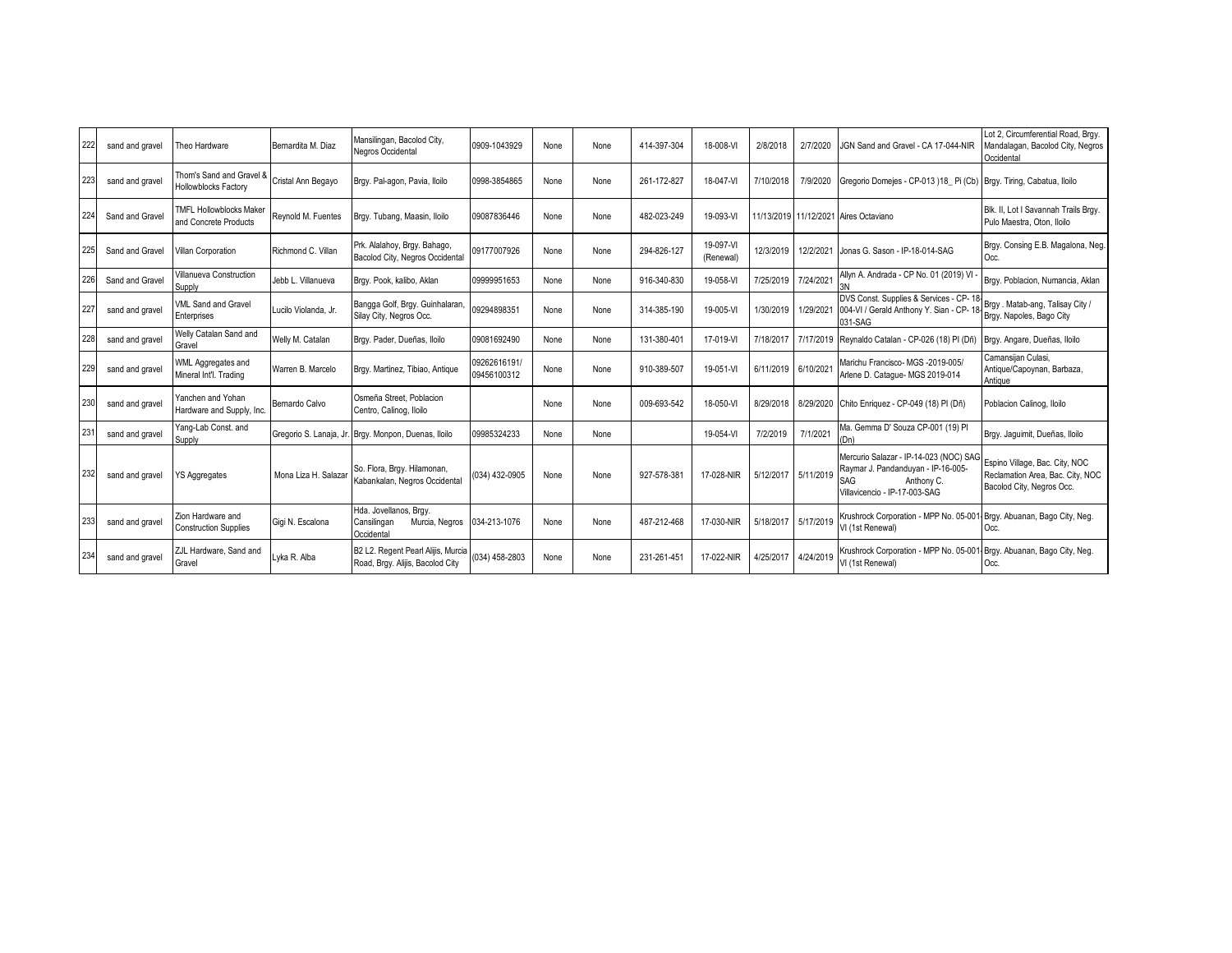| | | | | | | | | | | | | | |
|---|---|---|---|---|---|---|---|---|---|---|---|---|---|
| 222 | sand and gravel | Theo Hardware | Bernardita M. Diaz | Mansilingan, Bacolod City, Negros Occidental | 0909-1043929 | None | None | 414-397-304 | 18-008-VI | 2/8/2018 | 2/7/2020 | JGN Sand and Gravel - CA 17-044-NIR | Lot 2, Circumferential Road, Brgy. Mandalagan, Bacolod City, Negros Occidental |
| 223 | sand and gravel | Thom's Sand and Gravel & Hollowblocks Factory | Cristal Ann Begayo | Brgy. Pal-agon, Pavia, Iloilo | 0998-3854865 | None | None | 261-172-827 | 18-047-VI | 7/10/2018 | 7/9/2020 | Gregorio Domejes - CP-013 )18_ Pi (Cb) | Brgy. Tiring, Cabatua, Iloilo |
| 224 | Sand and Gravel | TMFL Hollowblocks Maker and Concrete Products | Reynold M. Fuentes | Brgy. Tubang, Maasin, Iloilo | 09087836446 | None | None | 482-023-249 | 19-093-VI | 11/13/2019 | 11/12/2021 | Aires Octaviano | Blk. II, Lot I Savannah Trails Brgy. Pulo Maestra, Oton, Iloilo |
| 225 | Sand and Gravel | Villan Corporation | Richmond C. Villan | Prk. Alalahoy, Brgy. Bahago, Bacolod City, Negros Occidental | 09177007926 | None | None | 294-826-127 | 19-097-VI (Renewal) | 12/3/2019 | 12/2/2021 | Jonas G. Sason - IP-18-014-SAG | Brgy. Consing E.B. Magalona, Neg. Occ. |
| 226 | Sand and Gravel | Villanueva Construction Supply | Jebb L. Villanueva | Brgy. Pook, kalibo, Aklan | 09999951653 | None | None | 916-340-830 | 19-058-VI | 7/25/2019 | 7/24/2021 | Allyn A. Andrada - CP No. 01 (2019) VI - 3N | Brgy. Poblacion, Numancia, Aklan |
| 227 | sand and gravel | VML Sand and Gravel Enterprises | Lucilo Violanda, Jr. | Bangga Golf, Brgy. Guinhalaran, Silay City, Negros Occ. | 09294898351 | None | None | 314-385-190 | 19-005-VI | 1/30/2019 | 1/29/2021 | DVS Const. Supplies & Services - CP- 18-004-VI / Gerald Anthony Y. Sian - CP- 18-031-SAG | Brgy . Matab-ang, Talisay City / Brgy. Napoles, Bago City |
| 228 | sand and gravel | Welly Catalan Sand and Gravel | Welly M. Catalan | Brgy. Pader, Dueñas, Iloilo | 09081692490 | None | None | 131-380-401 | 17-019-VI | 7/18/2017 | 7/17/2019 | Reynaldo Catalan - CP-026 (18) PI (Dñ) | Brgy. Angare, Dueñas, Iloilo |
| 229 | sand and gravel | WML Aggregates and Mineral Int'l. Trading | Warren B. Marcelo | Brgy. Martinez, Tibiao, Antique | 09262616191/ 09456100312 | None | None | 910-389-507 | 19-051-VI | 6/11/2019 | 6/10/2021 | Marichu Francisco- MGS -2019-005/ Arlene D. Catague- MGS 2019-014 | Camansijan Culasi, Antique/Capoynan, Barbaza, Antique |
| 230 | sand and gravel | Yanchen and Yohan Hardware and Supply, Inc. | Bernardo Calvo | Osmeña Street, Poblacion Centro, Calinog, Iloilo | | None | None | 009-693-542 | 18-050-VI | 8/29/2018 | 8/29/2020 | Chito Enriquez - CP-049 (18) PI (Dñ) | Poblacion Calinog, Iloilo |
| 231 | sand and gravel | Yang-Lab Const. and Supply | Gregorio S. Lanaja, Jr. | Brgy. Monpon, Duenas, Iloilo | 09985324233 | None | None | | 19-054-VI | 7/2/2019 | 7/1/2021 | Ma. Gemma D' Souza CP-001 (19) PI (Dn) | Brgy. Jaguimit, Dueñas, Iloilo |
| 232 | sand and gravel | YS Aggregates | Mona Liza H. Salazar | So. Flora, Brgy. Hilamonan, Kabankalan, Negros Occidental | (034) 432-0905 | None | None | 927-578-381 | 17-028-NIR | 5/12/2017 | 5/11/2019 | Mercurio Salazar - IP-14-023 (NOC) SAG Raymar J. Pandanduyan - IP-16-005-SAG Anthony C. Villavicencio - IP-17-003-SAG | Espino Village, Bac. City, NOC Reclamation Area, Bac. City, NOC Bacolod City, Negros Occ. |
| 233 | sand and gravel | Zion Hardware and Construction Supplies | Gigi N. Escalona | Hda. Jovellanos, Brgy. Cansilingan Murcia, Negros Occidental | 034-213-1076 | None | None | 487-212-468 | 17-030-NIR | 5/18/2017 | 5/17/2019 | Krushrock Corporation - MPP No. 05-001-VI (1st Renewal) | Brgy. Abuanan, Bago City, Neg. Occ. |
| 234 | sand and gravel | ZJL Hardware, Sand and Gravel | Lyka R. Alba | B2 L2. Regent Pearl Alijis, Murcia Road, Brgy. Alijis, Bacolod City | (034) 458-2803 | None | None | 231-261-451 | 17-022-NIR | 4/25/2017 | 4/24/2019 | Krushrock Corporation - MPP No. 05-001-VI (1st Renewal) | Brgy. Abuanan, Bago City, Neg. Occ. |